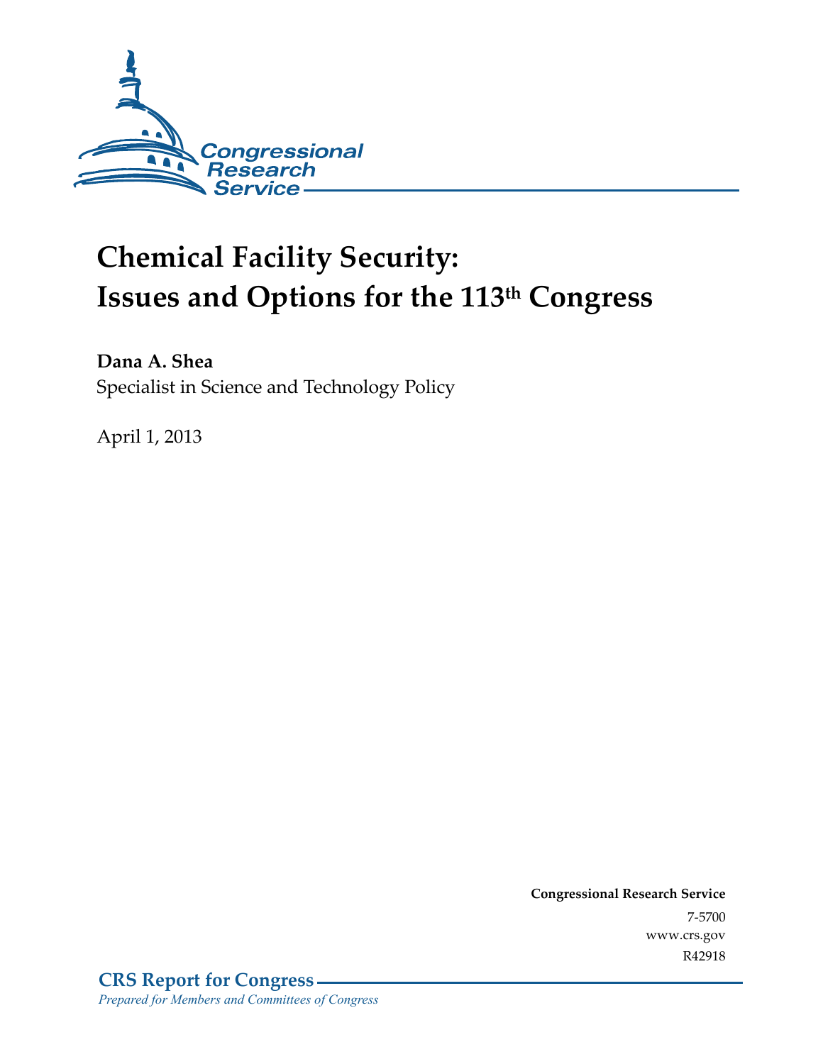Congressional Research Service

# Chemical Facility Security: Issues and Options for the 113th Congress

**Dana A. Shea**
Specialist in Science and Technology Policy

April 1, 2013

**Congressional Research Service**
7-5700
www.crs.gov
R42918

**CRS Report for Congress**
*Prepared for Members and Committees of Congress*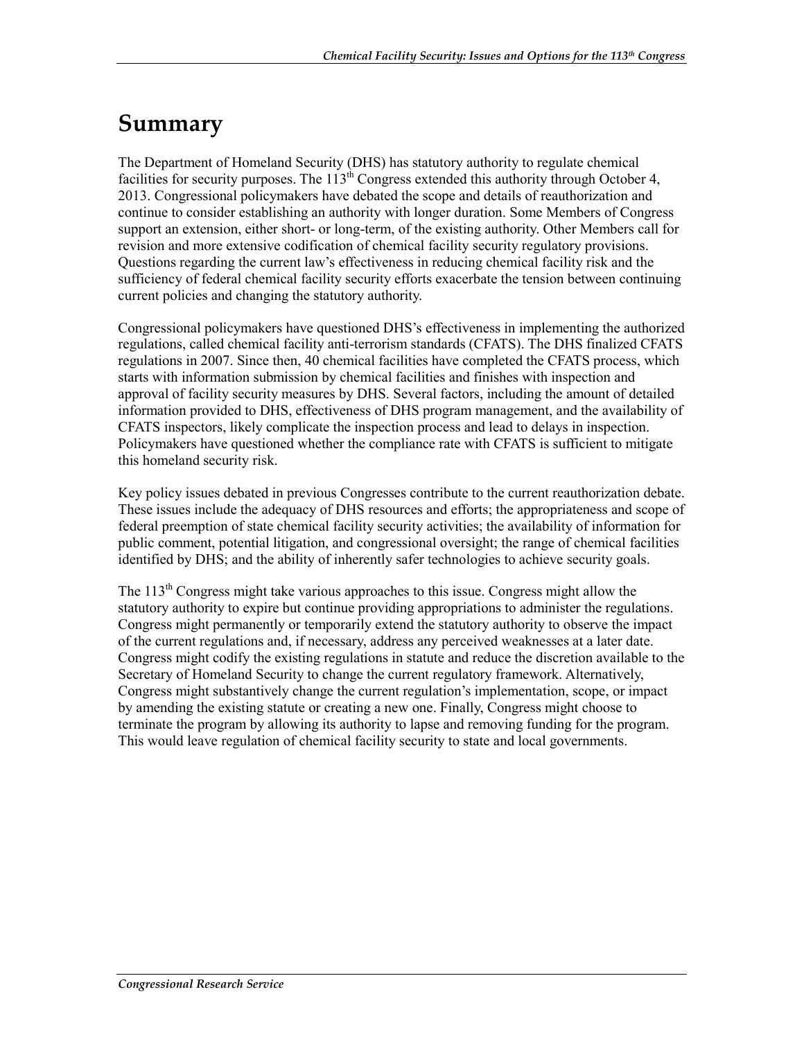# Summary

The Department of Homeland Security (DHS) has statutory authority to regulate chemical facilities for security purposes. The 113th Congress extended this authority through October 4, 2013. Congressional policymakers have debated the scope and details of reauthorization and continue to consider establishing an authority with longer duration. Some Members of Congress support an extension, either short- or long-term, of the existing authority. Other Members call for revision and more extensive codification of chemical facility security regulatory provisions. Questions regarding the current law's effectiveness in reducing chemical facility risk and the sufficiency of federal chemical facility security efforts exacerbate the tension between continuing current policies and changing the statutory authority.

Congressional policymakers have questioned DHS's effectiveness in implementing the authorized regulations, called chemical facility anti-terrorism standards (CFATS). The DHS finalized CFATS regulations in 2007. Since then, 40 chemical facilities have completed the CFATS process, which starts with information submission by chemical facilities and finishes with inspection and approval of facility security measures by DHS. Several factors, including the amount of detailed information provided to DHS, effectiveness of DHS program management, and the availability of CFATS inspectors, likely complicate the inspection process and lead to delays in inspection. Policymakers have questioned whether the compliance rate with CFATS is sufficient to mitigate this homeland security risk.

Key policy issues debated in previous Congresses contribute to the current reauthorization debate. These issues include the adequacy of DHS resources and efforts; the appropriateness and scope of federal preemption of state chemical facility security activities; the availability of information for public comment, potential litigation, and congressional oversight; the range of chemical facilities identified by DHS; and the ability of inherently safer technologies to achieve security goals.

The 113th Congress might take various approaches to this issue. Congress might allow the statutory authority to expire but continue providing appropriations to administer the regulations. Congress might permanently or temporarily extend the statutory authority to observe the impact of the current regulations and, if necessary, address any perceived weaknesses at a later date. Congress might codify the existing regulations in statute and reduce the discretion available to the Secretary of Homeland Security to change the current regulatory framework. Alternatively, Congress might substantively change the current regulation's implementation, scope, or impact by amending the existing statute or creating a new one. Finally, Congress might choose to terminate the program by allowing its authority to lapse and removing funding for the program. This would leave regulation of chemical facility security to state and local governments.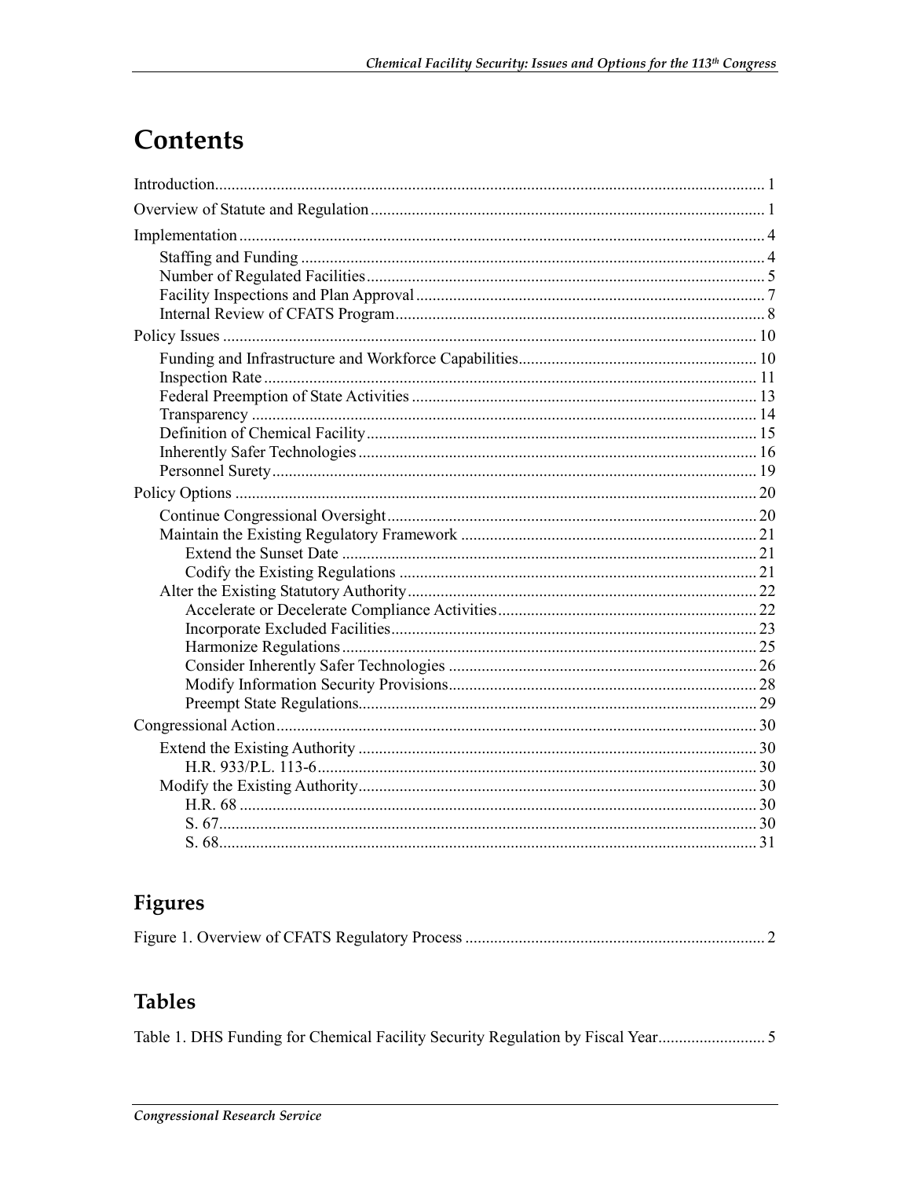# Contents

Introduction ..... 1

Overview of Statute and Regulation ..... 1

Implementation ..... 4

- Staffing and Funding ..... 4
- Number of Regulated Facilities ..... 5
- Facility Inspections and Plan Approval ..... 7
- Internal Review of CFATS Program ..... 8

Policy Issues ..... 10

- Funding and Infrastructure and Workforce Capabilities ..... 10
- Inspection Rate ..... 11
- Federal Preemption of State Activities ..... 13
- Transparency ..... 14
- Definition of Chemical Facility ..... 15
- Inherently Safer Technologies ..... 16
- Personnel Surety ..... 19

Policy Options ..... 20

- Continue Congressional Oversight ..... 20
- Maintain the Existing Regulatory Framework ..... 21
    - Extend the Sunset Date ..... 21
    - Codify the Existing Regulations ..... 21
- Alter the Existing Statutory Authority ..... 22
    - Accelerate or Decelerate Compliance Activities ..... 22
    - Incorporate Excluded Facilities ..... 23
    - Harmonize Regulations ..... 25
    - Consider Inherently Safer Technologies ..... 26
    - Modify Information Security Provisions ..... 28
    - Preempt State Regulations ..... 29

Congressional Action ..... 30

- Extend the Existing Authority ..... 30
    - H.R. 933/P.L. 113-6 ..... 30
- Modify the Existing Authority ..... 30
    - H.R. 68 ..... 30
    - S. 67 ..... 30
    - S. 68 ..... 31

## Figures

Figure 1. Overview of CFATS Regulatory Process ..... 2

## Tables

Table 1. DHS Funding for Chemical Facility Security Regulation by Fiscal Year ..... 5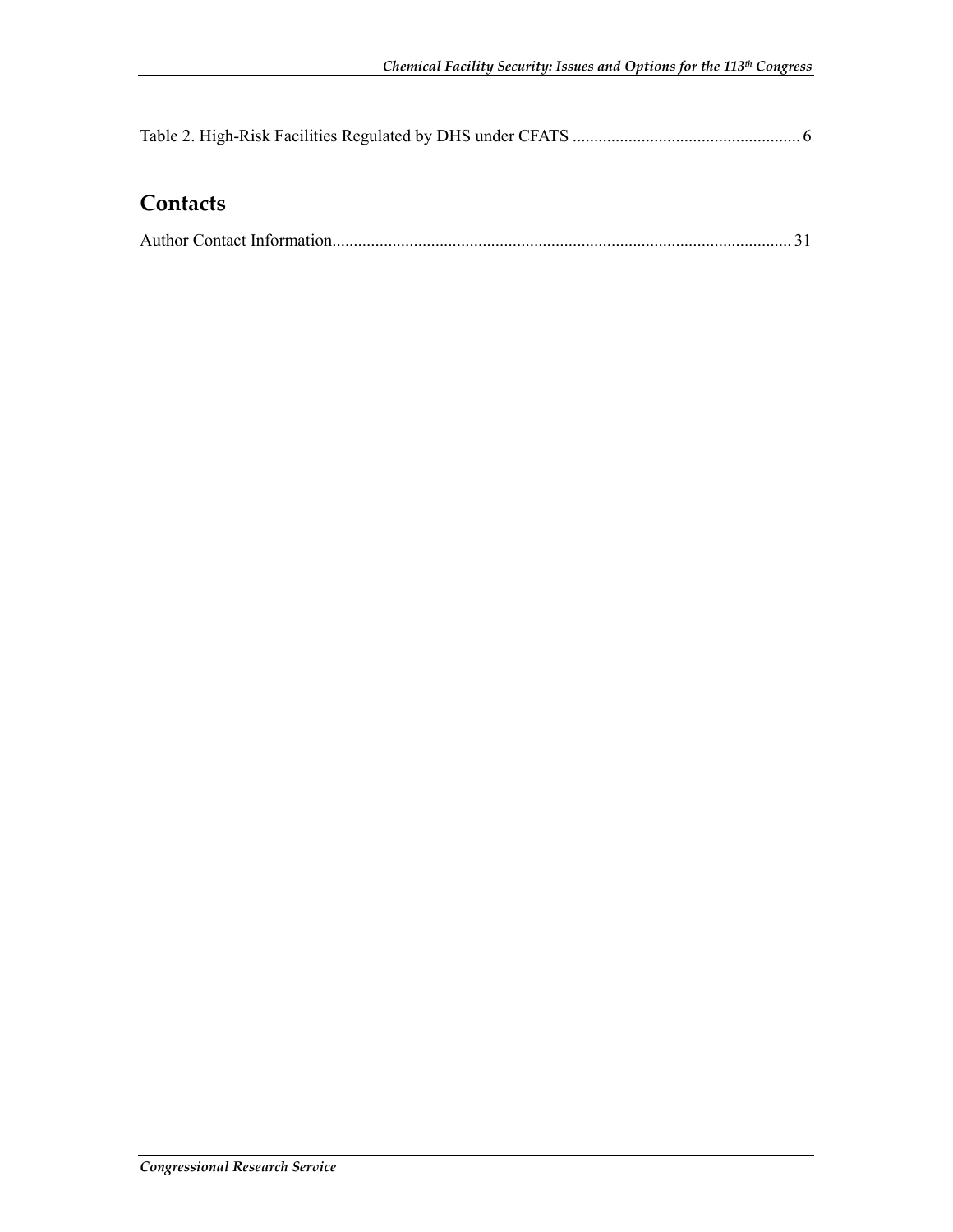Table 2. High-Risk Facilities Regulated by DHS under CFATS ..................................................... 6

## Contacts

Author Contact Information........................................................................................................... 31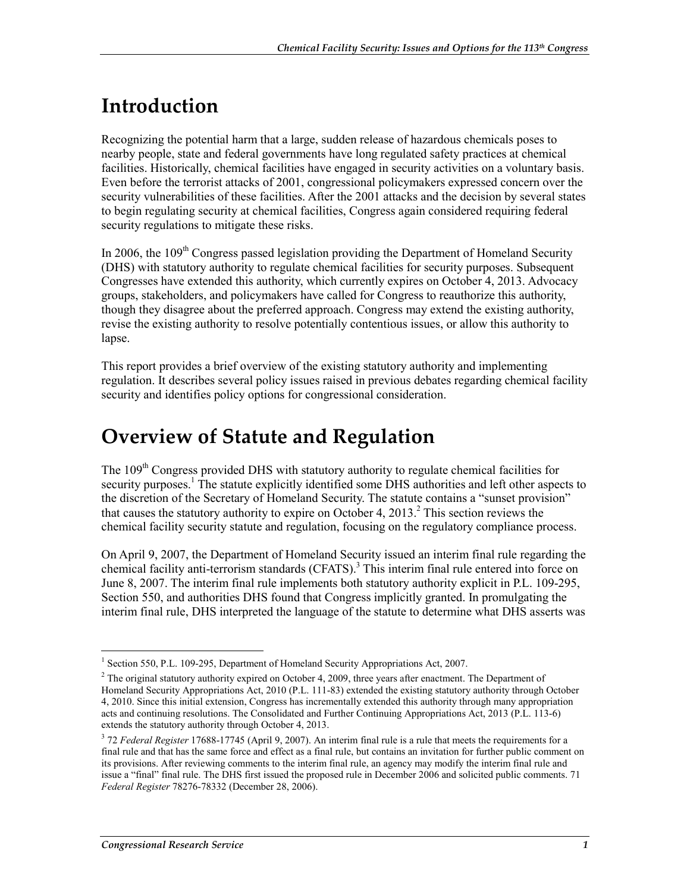# Introduction

Recognizing the potential harm that a large, sudden release of hazardous chemicals poses to nearby people, state and federal governments have long regulated safety practices at chemical facilities. Historically, chemical facilities have engaged in security activities on a voluntary basis. Even before the terrorist attacks of 2001, congressional policymakers expressed concern over the security vulnerabilities of these facilities. After the 2001 attacks and the decision by several states to begin regulating security at chemical facilities, Congress again considered requiring federal security regulations to mitigate these risks.

In 2006, the 109th Congress passed legislation providing the Department of Homeland Security (DHS) with statutory authority to regulate chemical facilities for security purposes. Subsequent Congresses have extended this authority, which currently expires on October 4, 2013. Advocacy groups, stakeholders, and policymakers have called for Congress to reauthorize this authority, though they disagree about the preferred approach. Congress may extend the existing authority, revise the existing authority to resolve potentially contentious issues, or allow this authority to lapse.

This report provides a brief overview of the existing statutory authority and implementing regulation. It describes several policy issues raised in previous debates regarding chemical facility security and identifies policy options for congressional consideration.

# Overview of Statute and Regulation

The 109th Congress provided DHS with statutory authority to regulate chemical facilities for security purposes.[1] The statute explicitly identified some DHS authorities and left other aspects to the discretion of the Secretary of Homeland Security. The statute contains a "sunset provision" that causes the statutory authority to expire on October 4, 2013.[2] This section reviews the chemical facility security statute and regulation, focusing on the regulatory compliance process.

On April 9, 2007, the Department of Homeland Security issued an interim final rule regarding the chemical facility anti-terrorism standards (CFATS).[3] This interim final rule entered into force on June 8, 2007. The interim final rule implements both statutory authority explicit in P.L. 109-295, Section 550, and authorities DHS found that Congress implicitly granted. In promulgating the interim final rule, DHS interpreted the language of the statute to determine what DHS asserts was

---

[1] Section 550, P.L. 109-295, Department of Homeland Security Appropriations Act, 2007.

[2] The original statutory authority expired on October 4, 2009, three years after enactment. The Department of Homeland Security Appropriations Act, 2010 (P.L. 111-83) extended the existing statutory authority through October 4, 2010. Since this initial extension, Congress has incrementally extended this authority through many appropriation acts and continuing resolutions. The Consolidated and Further Continuing Appropriations Act, 2013 (P.L. 113-6) extends the statutory authority through October 4, 2013.

[3] 72 *Federal Register* 17688-17745 (April 9, 2007). An interim final rule is a rule that meets the requirements for a final rule and that has the same force and effect as a final rule, but contains an invitation for further public comment on its provisions. After reviewing comments to the interim final rule, an agency may modify the interim final rule and issue a "final" final rule. The DHS first issued the proposed rule in December 2006 and solicited public comments. 71 *Federal Register* 78276-78332 (December 28, 2006).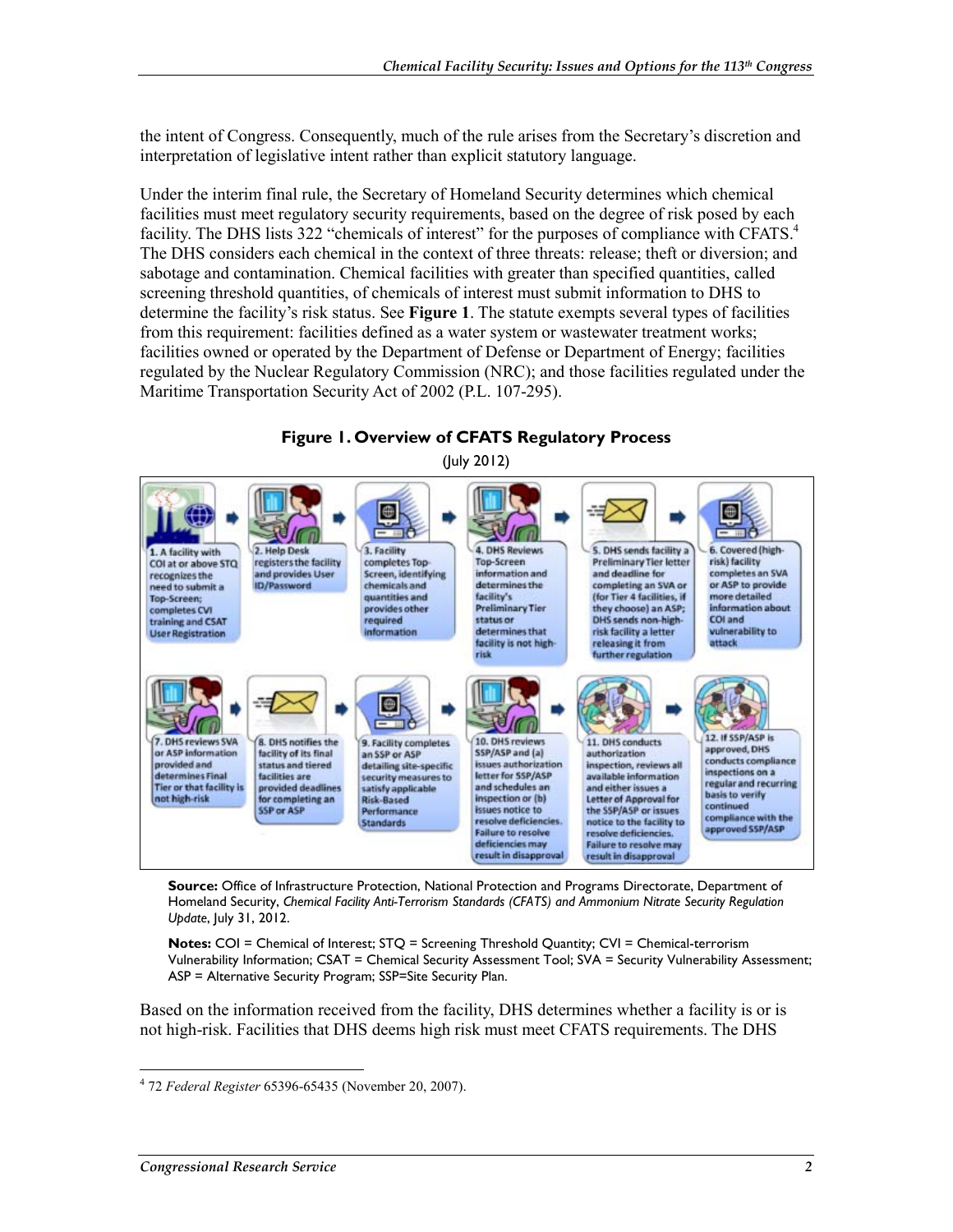the intent of Congress. Consequently, much of the rule arises from the Secretary's discretion and interpretation of legislative intent rather than explicit statutory language.

Under the interim final rule, the Secretary of Homeland Security determines which chemical facilities must meet regulatory security requirements, based on the degree of risk posed by each facility. The DHS lists 322 "chemicals of interest" for the purposes of compliance with CFATS.[4] The DHS considers each chemical in the context of three threats: release; theft or diversion; and sabotage and contamination. Chemical facilities with greater than specified quantities, called screening threshold quantities, of chemicals of interest must submit information to DHS to determine the facility's risk status. See **Figure 1**. The statute exempts several types of facilities from this requirement: facilities defined as a water system or wastewater treatment works; facilities owned or operated by the Department of Defense or Department of Energy; facilities regulated by the Nuclear Regulatory Commission (NRC); and those facilities regulated under the Maritime Transportation Security Act of 2002 (P.L. 107-295).

**Figure 1. Overview of CFATS Regulatory Process**

(July 2012)

1. A facility with COI at or above STQ recognizes the need to submit a Top-Screen; completes CVI training and CSAT User Registration
2. Help Desk registers the facility and provides User ID/Password
3. Facility completes Top-Screen, identifying chemicals and quantities and provides other required information
4. DHS Reviews Top-Screen information and determines the facility's Preliminary Tier status or determines that facility is not high-risk
5. DHS sends facility a Preliminary Tier letter and deadline for completing an SVA or (for Tier 4 facilities, if they choose) an ASP; DHS sends non-high-risk facility a letter releasing it from further regulation
6. Covered (high-risk) facility completes an SVA or ASP to provide more detailed information about COI and vulnerability to attack
7. DHS reviews SVA or ASP information provided and determines Final Tier or that facility is not high-risk
8. DHS notifies the facility of its final status and tiered facilities are provided deadlines for completing an SSP or ASP
9. Facility completes an SSP or ASP detailing site-specific security measures to satisfy applicable Risk-Based Performance Standards
10. DHS reviews SSP/ASP and (a) issues authorization letter for SSP/ASP and schedules an inspection or (b) issues notice to resolve deficiencies. Failure to resolve deficiencies may result in disapproval
11. DHS conducts authorization inspection, reviews all available information and either issues a Letter of Approval for the SSP/ASP or issues notice to the facility to resolve deficiencies. Failure to resolve may result in disapproval
12. If SSP/ASP is approved, DHS conducts compliance inspections on a regular and recurring basis to verify continued compliance with the approved SSP/ASP

**Source:** Office of Infrastructure Protection, National Protection and Programs Directorate, Department of Homeland Security, *Chemical Facility Anti-Terrorism Standards (CFATS) and Ammonium Nitrate Security Regulation Update*, July 31, 2012.

**Notes:** COI = Chemical of Interest; STQ = Screening Threshold Quantity; CVI = Chemical-terrorism Vulnerability Information; CSAT = Chemical Security Assessment Tool; SVA = Security Vulnerability Assessment; ASP = Alternative Security Program; SSP=Site Security Plan.

Based on the information received from the facility, DHS determines whether a facility is or is not high-risk. Facilities that DHS deems high risk must meet CFATS requirements. The DHS

[4] 72 *Federal Register* 65396-65435 (November 20, 2007).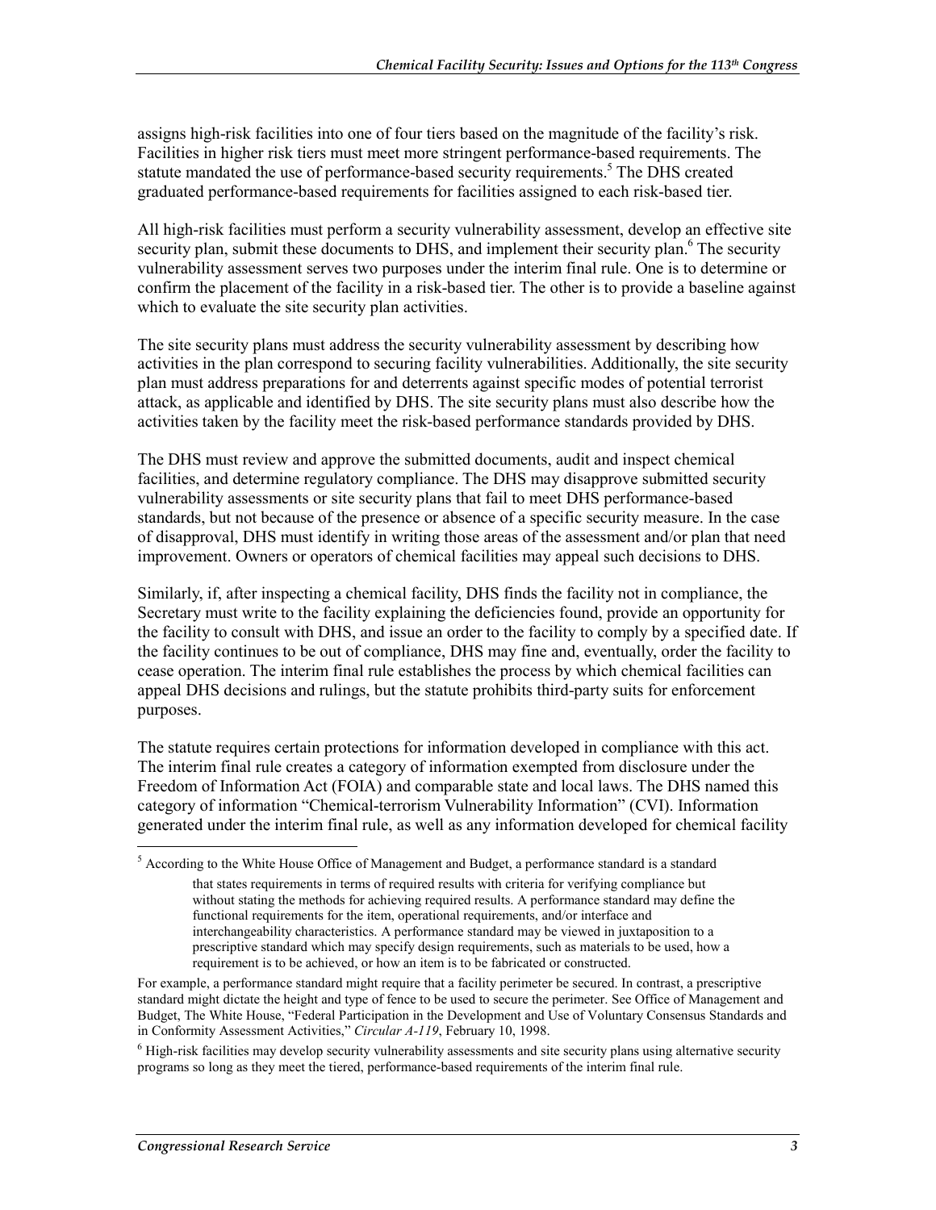assigns high-risk facilities into one of four tiers based on the magnitude of the facility's risk. Facilities in higher risk tiers must meet more stringent performance-based requirements. The statute mandated the use of performance-based security requirements.[5] The DHS created graduated performance-based requirements for facilities assigned to each risk-based tier.

All high-risk facilities must perform a security vulnerability assessment, develop an effective site security plan, submit these documents to DHS, and implement their security plan.[6] The security vulnerability assessment serves two purposes under the interim final rule. One is to determine or confirm the placement of the facility in a risk-based tier. The other is to provide a baseline against which to evaluate the site security plan activities.

The site security plans must address the security vulnerability assessment by describing how activities in the plan correspond to securing facility vulnerabilities. Additionally, the site security plan must address preparations for and deterrents against specific modes of potential terrorist attack, as applicable and identified by DHS. The site security plans must also describe how the activities taken by the facility meet the risk-based performance standards provided by DHS.

The DHS must review and approve the submitted documents, audit and inspect chemical facilities, and determine regulatory compliance. The DHS may disapprove submitted security vulnerability assessments or site security plans that fail to meet DHS performance-based standards, but not because of the presence or absence of a specific security measure. In the case of disapproval, DHS must identify in writing those areas of the assessment and/or plan that need improvement. Owners or operators of chemical facilities may appeal such decisions to DHS.

Similarly, if, after inspecting a chemical facility, DHS finds the facility not in compliance, the Secretary must write to the facility explaining the deficiencies found, provide an opportunity for the facility to consult with DHS, and issue an order to the facility to comply by a specified date. If the facility continues to be out of compliance, DHS may fine and, eventually, order the facility to cease operation. The interim final rule establishes the process by which chemical facilities can appeal DHS decisions and rulings, but the statute prohibits third-party suits for enforcement purposes.

The statute requires certain protections for information developed in compliance with this act. The interim final rule creates a category of information exempted from disclosure under the Freedom of Information Act (FOIA) and comparable state and local laws. The DHS named this category of information "Chemical-terrorism Vulnerability Information" (CVI). Information generated under the interim final rule, as well as any information developed for chemical facility

---

[5] According to the White House Office of Management and Budget, a performance standard is a standard

> that states requirements in terms of required results with criteria for verifying compliance but without stating the methods for achieving required results. A performance standard may define the functional requirements for the item, operational requirements, and/or interface and interchangeability characteristics. A performance standard may be viewed in juxtaposition to a prescriptive standard which may specify design requirements, such as materials to be used, how a requirement is to be achieved, or how an item is to be fabricated or constructed.

For example, a performance standard might require that a facility perimeter be secured. In contrast, a prescriptive standard might dictate the height and type of fence to be used to secure the perimeter. See Office of Management and Budget, The White House, "Federal Participation in the Development and Use of Voluntary Consensus Standards and in Conformity Assessment Activities," *Circular A-119*, February 10, 1998.

[6] High-risk facilities may develop security vulnerability assessments and site security plans using alternative security programs so long as they meet the tiered, performance-based requirements of the interim final rule.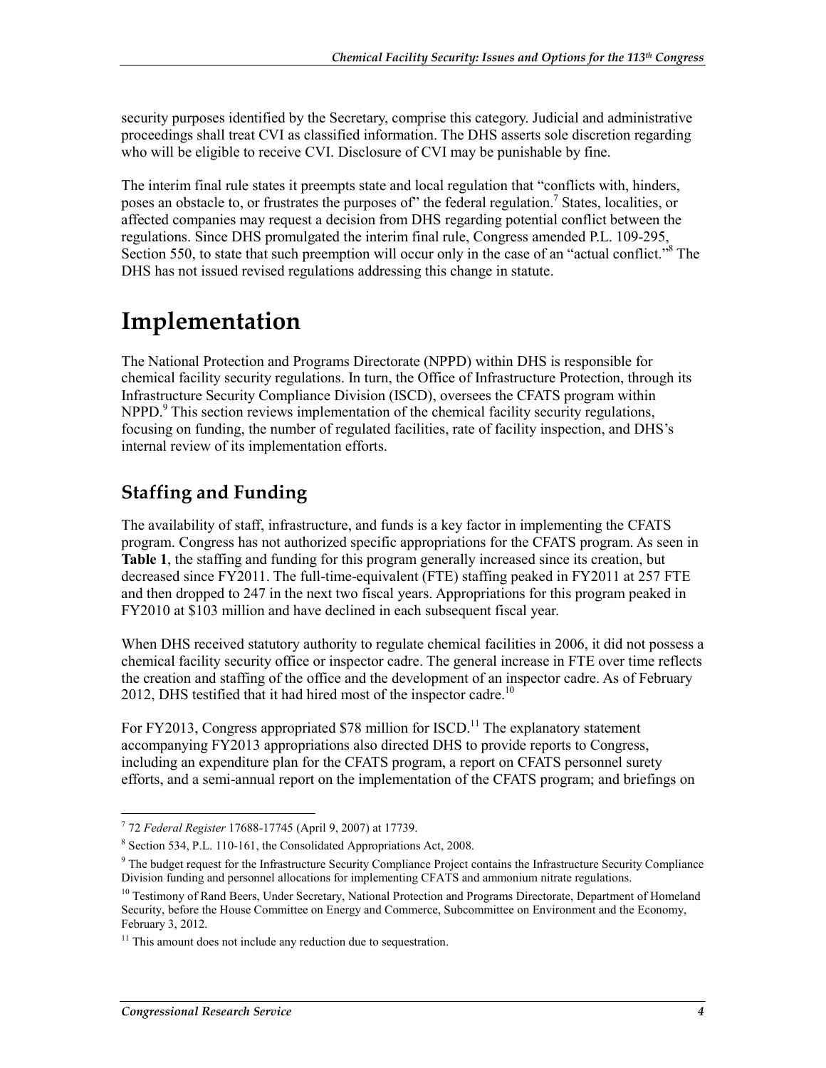security purposes identified by the Secretary, comprise this category. Judicial and administrative proceedings shall treat CVI as classified information. The DHS asserts sole discretion regarding who will be eligible to receive CVI. Disclosure of CVI may be punishable by fine.

The interim final rule states it preempts state and local regulation that "conflicts with, hinders, poses an obstacle to, or frustrates the purposes of" the federal regulation.[7] States, localities, or affected companies may request a decision from DHS regarding potential conflict between the regulations. Since DHS promulgated the interim final rule, Congress amended P.L. 109-295, Section 550, to state that such preemption will occur only in the case of an "actual conflict."[8] The DHS has not issued revised regulations addressing this change in statute.

# Implementation

The National Protection and Programs Directorate (NPPD) within DHS is responsible for chemical facility security regulations. In turn, the Office of Infrastructure Protection, through its Infrastructure Security Compliance Division (ISCD), oversees the CFATS program within NPPD.[9] This section reviews implementation of the chemical facility security regulations, focusing on funding, the number of regulated facilities, rate of facility inspection, and DHS's internal review of its implementation efforts.

## Staffing and Funding

The availability of staff, infrastructure, and funds is a key factor in implementing the CFATS program. Congress has not authorized specific appropriations for the CFATS program. As seen in **Table 1**, the staffing and funding for this program generally increased since its creation, but decreased since FY2011. The full-time-equivalent (FTE) staffing peaked in FY2011 at 257 FTE and then dropped to 247 in the next two fiscal years. Appropriations for this program peaked in FY2010 at $103 million and have declined in each subsequent fiscal year.

When DHS received statutory authority to regulate chemical facilities in 2006, it did not possess a chemical facility security office or inspector cadre. The general increase in FTE over time reflects the creation and staffing of the office and the development of an inspector cadre. As of February 2012, DHS testified that it had hired most of the inspector cadre.[10]

For FY2013, Congress appropriated $78 million for ISCD.[11] The explanatory statement accompanying FY2013 appropriations also directed DHS to provide reports to Congress, including an expenditure plan for the CFATS program, a report on CFATS personnel surety efforts, and a semi-annual report on the implementation of the CFATS program; and briefings on

---

[7] 72 *Federal Register* 17688-17745 (April 9, 2007) at 17739.

[8] Section 534, P.L. 110-161, the Consolidated Appropriations Act, 2008.

[9] The budget request for the Infrastructure Security Compliance Project contains the Infrastructure Security Compliance Division funding and personnel allocations for implementing CFATS and ammonium nitrate regulations.

[10] Testimony of Rand Beers, Under Secretary, National Protection and Programs Directorate, Department of Homeland Security, before the House Committee on Energy and Commerce, Subcommittee on Environment and the Economy, February 3, 2012.

[11] This amount does not include any reduction due to sequestration.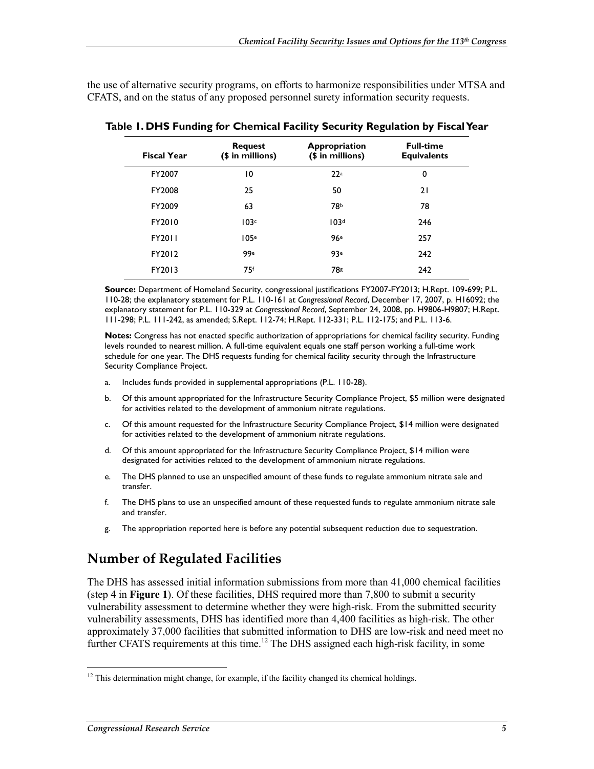the use of alternative security programs, on efforts to harmonize responsibilities under MTSA and CFATS, and on the status of any proposed personnel surety information security requests.

**Table 1. DHS Funding for Chemical Facility Security Regulation by Fiscal Year**

| Fiscal Year | Request ($ in millions) | Appropriation ($ in millions) | Full-time Equivalents |
|---|---|---|---|
| FY2007 | 10 | 22[a] | 0 |
| FY2008 | 25 | 50 | 21 |
| FY2009 | 63 | 78[b] | 78 |
| FY2010 | 103[c] | 103[d] | 246 |
| FY2011 | 105[e] | 96[e] | 257 |
| FY2012 | 99[e] | 93[e] | 242 |
| FY2013 | 75[f] | 78[g] | 242 |

**Source:** Department of Homeland Security, congressional justifications FY2007-FY2013; H.Rept. 109-699; P.L. 110-28; the explanatory statement for P.L. 110-161 at *Congressional Record*, December 17, 2007, p. H16092; the explanatory statement for P.L. 110-329 at *Congressional Record*, September 24, 2008, pp. H9806-H9807; H.Rept. 111-298; P.L. 111-242, as amended; S.Rept. 112-74; H.Rept. 112-331; P.L. 112-175; and P.L. 113-6.

**Notes:** Congress has not enacted specific authorization of appropriations for chemical facility security. Funding levels rounded to nearest million. A full-time equivalent equals one staff person working a full-time work schedule for one year. The DHS requests funding for chemical facility security through the Infrastructure Security Compliance Project.

a. Includes funds provided in supplemental appropriations (P.L. 110-28).

b. Of this amount appropriated for the Infrastructure Security Compliance Project, $5 million were designated for activities related to the development of ammonium nitrate regulations.

c. Of this amount requested for the Infrastructure Security Compliance Project, $14 million were designated for activities related to the development of ammonium nitrate regulations.

d. Of this amount appropriated for the Infrastructure Security Compliance Project, $14 million were designated for activities related to the development of ammonium nitrate regulations.

e. The DHS planned to use an unspecified amount of these funds to regulate ammonium nitrate sale and transfer.

f. The DHS plans to use an unspecified amount of these requested funds to regulate ammonium nitrate sale and transfer.

g. The appropriation reported here is before any potential subsequent reduction due to sequestration.

## Number of Regulated Facilities

The DHS has assessed initial information submissions from more than 41,000 chemical facilities (step 4 in **Figure 1**). Of these facilities, DHS required more than 7,800 to submit a security vulnerability assessment to determine whether they were high-risk. From the submitted security vulnerability assessments, DHS has identified more than 4,400 facilities as high-risk. The other approximately 37,000 facilities that submitted information to DHS are low-risk and need meet no further CFATS requirements at this time.[12] The DHS assigned each high-risk facility, in some

[12] This determination might change, for example, if the facility changed its chemical holdings.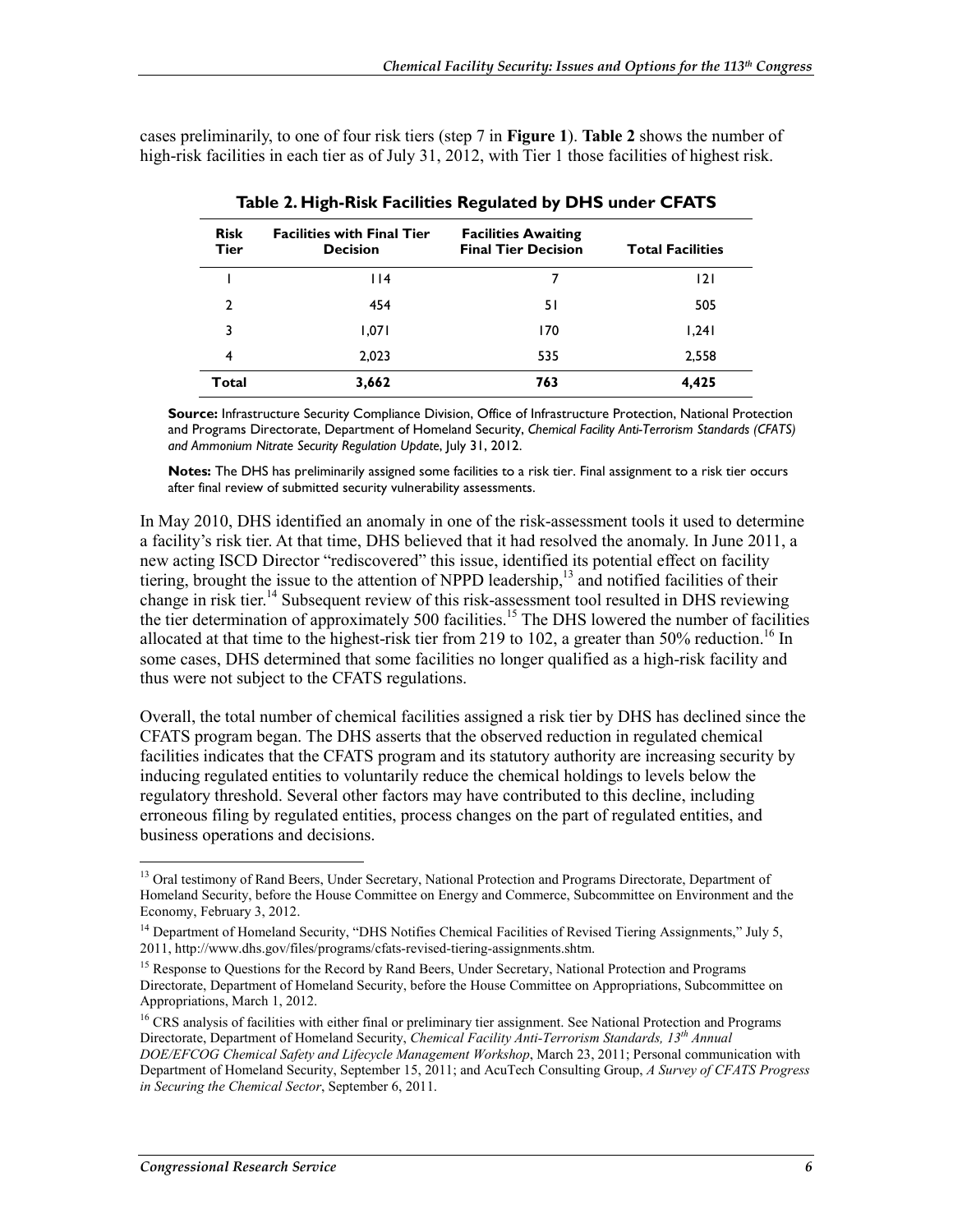cases preliminarily, to one of four risk tiers (step 7 in **Figure 1**). **Table 2** shows the number of high-risk facilities in each tier as of July 31, 2012, with Tier 1 those facilities of highest risk.

**Table 2. High-Risk Facilities Regulated by DHS under CFATS**

| Risk Tier | Facilities with Final Tier Decision | Facilities Awaiting Final Tier Decision | Total Facilities |
|---|---|---|---|
| 1 | 114 | 7 | 121 |
| 2 | 454 | 51 | 505 |
| 3 | 1,071 | 170 | 1,241 |
| 4 | 2,023 | 535 | 2,558 |
| **Total** | **3,662** | **763** | **4,425** |

**Source:** Infrastructure Security Compliance Division, Office of Infrastructure Protection, National Protection and Programs Directorate, Department of Homeland Security, *Chemical Facility Anti-Terrorism Standards (CFATS) and Ammonium Nitrate Security Regulation Update*, July 31, 2012.

**Notes:** The DHS has preliminarily assigned some facilities to a risk tier. Final assignment to a risk tier occurs after final review of submitted security vulnerability assessments.

In May 2010, DHS identified an anomaly in one of the risk-assessment tools it used to determine a facility's risk tier. At that time, DHS believed that it had resolved the anomaly. In June 2011, a new acting ISCD Director "rediscovered" this issue, identified its potential effect on facility tiering, brought the issue to the attention of NPPD leadership,[13] and notified facilities of their change in risk tier.[14] Subsequent review of this risk-assessment tool resulted in DHS reviewing the tier determination of approximately 500 facilities.[15] The DHS lowered the number of facilities allocated at that time to the highest-risk tier from 219 to 102, a greater than 50% reduction.[16] In some cases, DHS determined that some facilities no longer qualified as a high-risk facility and thus were not subject to the CFATS regulations.

Overall, the total number of chemical facilities assigned a risk tier by DHS has declined since the CFATS program began. The DHS asserts that the observed reduction in regulated chemical facilities indicates that the CFATS program and its statutory authority are increasing security by inducing regulated entities to voluntarily reduce the chemical holdings to levels below the regulatory threshold. Several other factors may have contributed to this decline, including erroneous filing by regulated entities, process changes on the part of regulated entities, and business operations and decisions.

---

[13] Oral testimony of Rand Beers, Under Secretary, National Protection and Programs Directorate, Department of Homeland Security, before the House Committee on Energy and Commerce, Subcommittee on Environment and the Economy, February 3, 2012.

[14] Department of Homeland Security, "DHS Notifies Chemical Facilities of Revised Tiering Assignments," July 5, 2011, http://www.dhs.gov/files/programs/cfats-revised-tiering-assignments.shtm.

[15] Response to Questions for the Record by Rand Beers, Under Secretary, National Protection and Programs Directorate, Department of Homeland Security, before the House Committee on Appropriations, Subcommittee on Appropriations, March 1, 2012.

[16] CRS analysis of facilities with either final or preliminary tier assignment. See National Protection and Programs Directorate, Department of Homeland Security, *Chemical Facility Anti-Terrorism Standards, 13th Annual DOE/EFCOG Chemical Safety and Lifecycle Management Workshop*, March 23, 2011; Personal communication with Department of Homeland Security, September 15, 2011; and AcuTech Consulting Group, *A Survey of CFATS Progress in Securing the Chemical Sector*, September 6, 2011.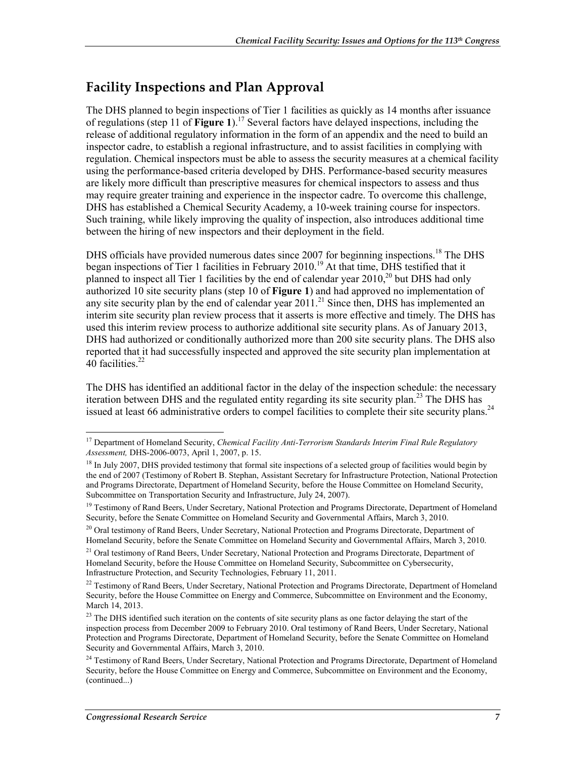## Facility Inspections and Plan Approval

The DHS planned to begin inspections of Tier 1 facilities as quickly as 14 months after issuance of regulations (step 11 of **Figure 1**).[17] Several factors have delayed inspections, including the release of additional regulatory information in the form of an appendix and the need to build an inspector cadre, to establish a regional infrastructure, and to assist facilities in complying with regulation. Chemical inspectors must be able to assess the security measures at a chemical facility using the performance-based criteria developed by DHS. Performance-based security measures are likely more difficult than prescriptive measures for chemical inspectors to assess and thus may require greater training and experience in the inspector cadre. To overcome this challenge, DHS has established a Chemical Security Academy, a 10-week training course for inspectors. Such training, while likely improving the quality of inspection, also introduces additional time between the hiring of new inspectors and their deployment in the field.

DHS officials have provided numerous dates since 2007 for beginning inspections.[18] The DHS began inspections of Tier 1 facilities in February 2010.[19] At that time, DHS testified that it planned to inspect all Tier 1 facilities by the end of calendar year 2010,[20] but DHS had only authorized 10 site security plans (step 10 of **Figure 1**) and had approved no implementation of any site security plan by the end of calendar year 2011.[21] Since then, DHS has implemented an interim site security plan review process that it asserts is more effective and timely. The DHS has used this interim review process to authorize additional site security plans. As of January 2013, DHS had authorized or conditionally authorized more than 200 site security plans. The DHS also reported that it had successfully inspected and approved the site security plan implementation at 40 facilities.[22]

The DHS has identified an additional factor in the delay of the inspection schedule: the necessary iteration between DHS and the regulated entity regarding its site security plan.[23] The DHS has issued at least 66 administrative orders to compel facilities to complete their site security plans.[24]

---

[17] Department of Homeland Security, *Chemical Facility Anti-Terrorism Standards Interim Final Rule Regulatory Assessment,* DHS-2006-0073, April 1, 2007, p. 15.

[18] In July 2007, DHS provided testimony that formal site inspections of a selected group of facilities would begin by the end of 2007 (Testimony of Robert B. Stephan, Assistant Secretary for Infrastructure Protection, National Protection and Programs Directorate, Department of Homeland Security, before the House Committee on Homeland Security, Subcommittee on Transportation Security and Infrastructure, July 24, 2007).

[19] Testimony of Rand Beers, Under Secretary, National Protection and Programs Directorate, Department of Homeland Security, before the Senate Committee on Homeland Security and Governmental Affairs, March 3, 2010.

[20] Oral testimony of Rand Beers, Under Secretary, National Protection and Programs Directorate, Department of Homeland Security, before the Senate Committee on Homeland Security and Governmental Affairs, March 3, 2010.

[21] Oral testimony of Rand Beers, Under Secretary, National Protection and Programs Directorate, Department of Homeland Security, before the House Committee on Homeland Security, Subcommittee on Cybersecurity, Infrastructure Protection, and Security Technologies, February 11, 2011.

[22] Testimony of Rand Beers, Under Secretary, National Protection and Programs Directorate, Department of Homeland Security, before the House Committee on Energy and Commerce, Subcommittee on Environment and the Economy, March 14, 2013.

[23] The DHS identified such iteration on the contents of site security plans as one factor delaying the start of the inspection process from December 2009 to February 2010. Oral testimony of Rand Beers, Under Secretary, National Protection and Programs Directorate, Department of Homeland Security, before the Senate Committee on Homeland Security and Governmental Affairs, March 3, 2010.

[24] Testimony of Rand Beers, Under Secretary, National Protection and Programs Directorate, Department of Homeland Security, before the House Committee on Energy and Commerce, Subcommittee on Environment and the Economy, (continued...)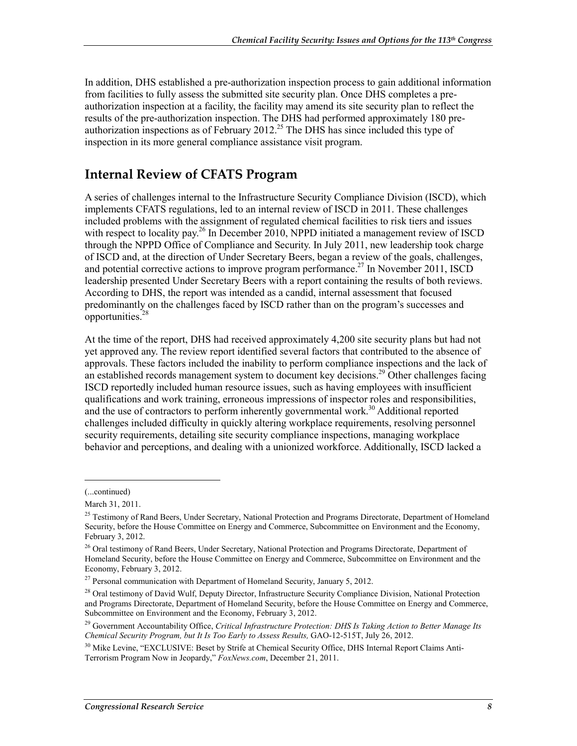In addition, DHS established a pre-authorization inspection process to gain additional information from facilities to fully assess the submitted site security plan. Once DHS completes a pre-authorization inspection at a facility, the facility may amend its site security plan to reflect the results of the pre-authorization inspection. The DHS had performed approximately 180 pre-authorization inspections as of February 2012.[25] The DHS has since included this type of inspection in its more general compliance assistance visit program.

## Internal Review of CFATS Program

A series of challenges internal to the Infrastructure Security Compliance Division (ISCD), which implements CFATS regulations, led to an internal review of ISCD in 2011. These challenges included problems with the assignment of regulated chemical facilities to risk tiers and issues with respect to locality pay.[26] In December 2010, NPPD initiated a management review of ISCD through the NPPD Office of Compliance and Security. In July 2011, new leadership took charge of ISCD and, at the direction of Under Secretary Beers, began a review of the goals, challenges, and potential corrective actions to improve program performance.[27] In November 2011, ISCD leadership presented Under Secretary Beers with a report containing the results of both reviews. According to DHS, the report was intended as a candid, internal assessment that focused predominantly on the challenges faced by ISCD rather than on the program's successes and opportunities.[28]

At the time of the report, DHS had received approximately 4,200 site security plans but had not yet approved any. The review report identified several factors that contributed to the absence of approvals. These factors included the inability to perform compliance inspections and the lack of an established records management system to document key decisions.[29] Other challenges facing ISCD reportedly included human resource issues, such as having employees with insufficient qualifications and work training, erroneous impressions of inspector roles and responsibilities, and the use of contractors to perform inherently governmental work.[30] Additional reported challenges included difficulty in quickly altering workplace requirements, resolving personnel security requirements, detailing site security compliance inspections, managing workplace behavior and perceptions, and dealing with a unionized workforce. Additionally, ISCD lacked a

---

(...continued)

March 31, 2011.

[25] Testimony of Rand Beers, Under Secretary, National Protection and Programs Directorate, Department of Homeland Security, before the House Committee on Energy and Commerce, Subcommittee on Environment and the Economy, February 3, 2012.

[26] Oral testimony of Rand Beers, Under Secretary, National Protection and Programs Directorate, Department of Homeland Security, before the House Committee on Energy and Commerce, Subcommittee on Environment and the Economy, February 3, 2012.

[27] Personal communication with Department of Homeland Security, January 5, 2012.

[28] Oral testimony of David Wulf, Deputy Director, Infrastructure Security Compliance Division, National Protection and Programs Directorate, Department of Homeland Security, before the House Committee on Energy and Commerce, Subcommittee on Environment and the Economy, February 3, 2012.

[29] Government Accountability Office, *Critical Infrastructure Protection: DHS Is Taking Action to Better Manage Its Chemical Security Program, but It Is Too Early to Assess Results,* GAO-12-515T, July 26, 2012.

[30] Mike Levine, "EXCLUSIVE: Beset by Strife at Chemical Security Office, DHS Internal Report Claims Anti-Terrorism Program Now in Jeopardy," *FoxNews.com*, December 21, 2011.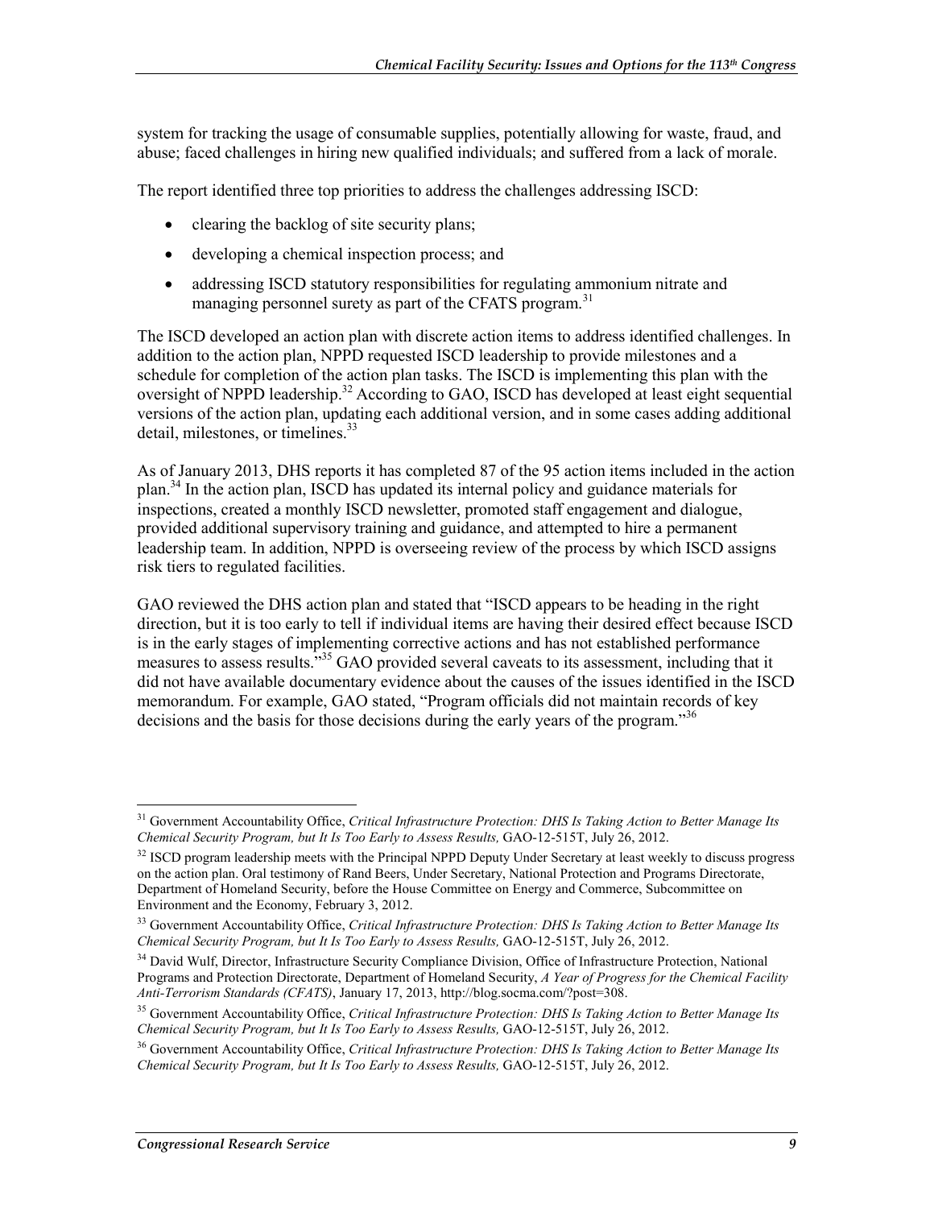system for tracking the usage of consumable supplies, potentially allowing for waste, fraud, and abuse; faced challenges in hiring new qualified individuals; and suffered from a lack of morale.

The report identified three top priorities to address the challenges addressing ISCD:

- clearing the backlog of site security plans;
- developing a chemical inspection process; and
- addressing ISCD statutory responsibilities for regulating ammonium nitrate and managing personnel surety as part of the CFATS program.[31]

The ISCD developed an action plan with discrete action items to address identified challenges. In addition to the action plan, NPPD requested ISCD leadership to provide milestones and a schedule for completion of the action plan tasks. The ISCD is implementing this plan with the oversight of NPPD leadership.[32] According to GAO, ISCD has developed at least eight sequential versions of the action plan, updating each additional version, and in some cases adding additional detail, milestones, or timelines.[33]

As of January 2013, DHS reports it has completed 87 of the 95 action items included in the action plan.[34] In the action plan, ISCD has updated its internal policy and guidance materials for inspections, created a monthly ISCD newsletter, promoted staff engagement and dialogue, provided additional supervisory training and guidance, and attempted to hire a permanent leadership team. In addition, NPPD is overseeing review of the process by which ISCD assigns risk tiers to regulated facilities.

GAO reviewed the DHS action plan and stated that "ISCD appears to be heading in the right direction, but it is too early to tell if individual items are having their desired effect because ISCD is in the early stages of implementing corrective actions and has not established performance measures to assess results."[35] GAO provided several caveats to its assessment, including that it did not have available documentary evidence about the causes of the issues identified in the ISCD memorandum. For example, GAO stated, "Program officials did not maintain records of key decisions and the basis for those decisions during the early years of the program."[36]

---

[31] Government Accountability Office, *Critical Infrastructure Protection: DHS Is Taking Action to Better Manage Its Chemical Security Program, but It Is Too Early to Assess Results,* GAO-12-515T, July 26, 2012.

[32] ISCD program leadership meets with the Principal NPPD Deputy Under Secretary at least weekly to discuss progress on the action plan. Oral testimony of Rand Beers, Under Secretary, National Protection and Programs Directorate, Department of Homeland Security, before the House Committee on Energy and Commerce, Subcommittee on Environment and the Economy, February 3, 2012.

[33] Government Accountability Office, *Critical Infrastructure Protection: DHS Is Taking Action to Better Manage Its Chemical Security Program, but It Is Too Early to Assess Results,* GAO-12-515T, July 26, 2012.

[34] David Wulf, Director, Infrastructure Security Compliance Division, Office of Infrastructure Protection, National Programs and Protection Directorate, Department of Homeland Security, *A Year of Progress for the Chemical Facility Anti-Terrorism Standards (CFATS)*, January 17, 2013, http://blog.socma.com/?post=308.

[35] Government Accountability Office, *Critical Infrastructure Protection: DHS Is Taking Action to Better Manage Its Chemical Security Program, but It Is Too Early to Assess Results,* GAO-12-515T, July 26, 2012.

[36] Government Accountability Office, *Critical Infrastructure Protection: DHS Is Taking Action to Better Manage Its Chemical Security Program, but It Is Too Early to Assess Results,* GAO-12-515T, July 26, 2012.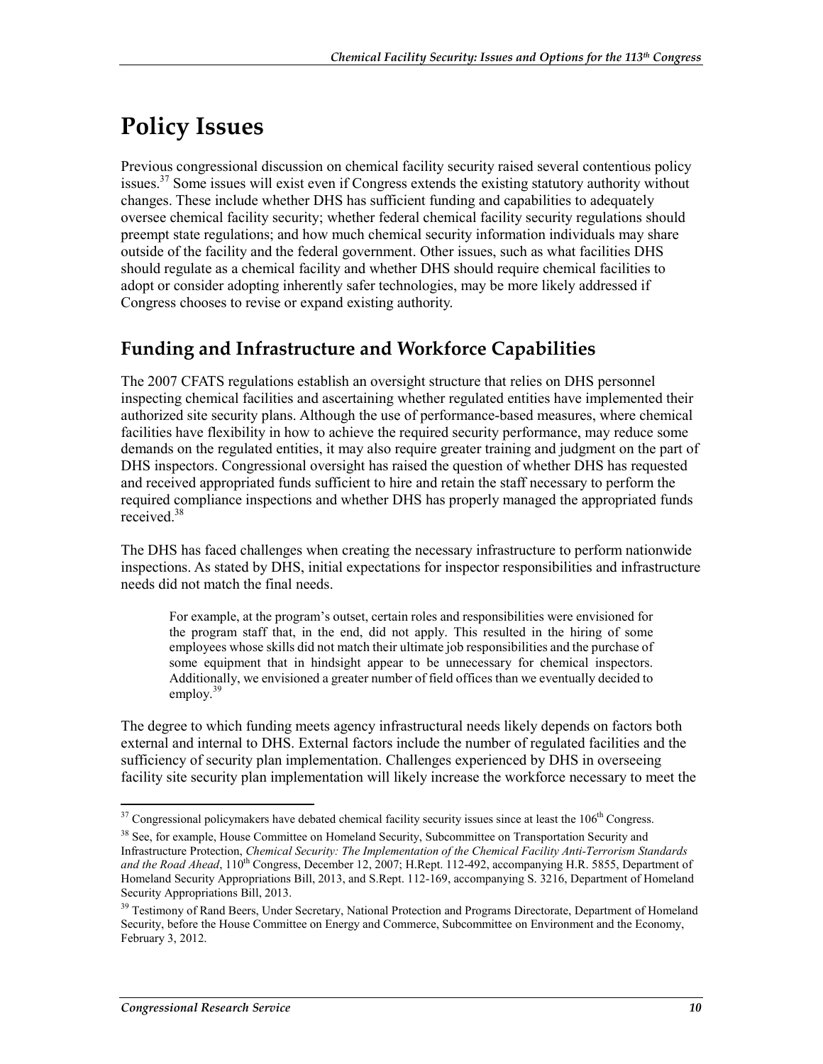# Policy Issues

Previous congressional discussion on chemical facility security raised several contentious policy issues.[37] Some issues will exist even if Congress extends the existing statutory authority without changes. These include whether DHS has sufficient funding and capabilities to adequately oversee chemical facility security; whether federal chemical facility security regulations should preempt state regulations; and how much chemical security information individuals may share outside of the facility and the federal government. Other issues, such as what facilities DHS should regulate as a chemical facility and whether DHS should require chemical facilities to adopt or consider adopting inherently safer technologies, may be more likely addressed if Congress chooses to revise or expand existing authority.

## Funding and Infrastructure and Workforce Capabilities

The 2007 CFATS regulations establish an oversight structure that relies on DHS personnel inspecting chemical facilities and ascertaining whether regulated entities have implemented their authorized site security plans. Although the use of performance-based measures, where chemical facilities have flexibility in how to achieve the required security performance, may reduce some demands on the regulated entities, it may also require greater training and judgment on the part of DHS inspectors. Congressional oversight has raised the question of whether DHS has requested and received appropriated funds sufficient to hire and retain the staff necessary to perform the required compliance inspections and whether DHS has properly managed the appropriated funds received.[38]

The DHS has faced challenges when creating the necessary infrastructure to perform nationwide inspections. As stated by DHS, initial expectations for inspector responsibilities and infrastructure needs did not match the final needs.

> For example, at the program's outset, certain roles and responsibilities were envisioned for the program staff that, in the end, did not apply. This resulted in the hiring of some employees whose skills did not match their ultimate job responsibilities and the purchase of some equipment that in hindsight appear to be unnecessary for chemical inspectors. Additionally, we envisioned a greater number of field offices than we eventually decided to employ.[39]

The degree to which funding meets agency infrastructural needs likely depends on factors both external and internal to DHS. External factors include the number of regulated facilities and the sufficiency of security plan implementation. Challenges experienced by DHS in overseeing facility site security plan implementation will likely increase the workforce necessary to meet the

---

[37] Congressional policymakers have debated chemical facility security issues since at least the 106th Congress.

[38] See, for example, House Committee on Homeland Security, Subcommittee on Transportation Security and Infrastructure Protection, *Chemical Security: The Implementation of the Chemical Facility Anti-Terrorism Standards and the Road Ahead*, 110th Congress, December 12, 2007; H.Rept. 112-492, accompanying H.R. 5855, Department of Homeland Security Appropriations Bill, 2013, and S.Rept. 112-169, accompanying S. 3216, Department of Homeland Security Appropriations Bill, 2013.

[39] Testimony of Rand Beers, Under Secretary, National Protection and Programs Directorate, Department of Homeland Security, before the House Committee on Energy and Commerce, Subcommittee on Environment and the Economy, February 3, 2012.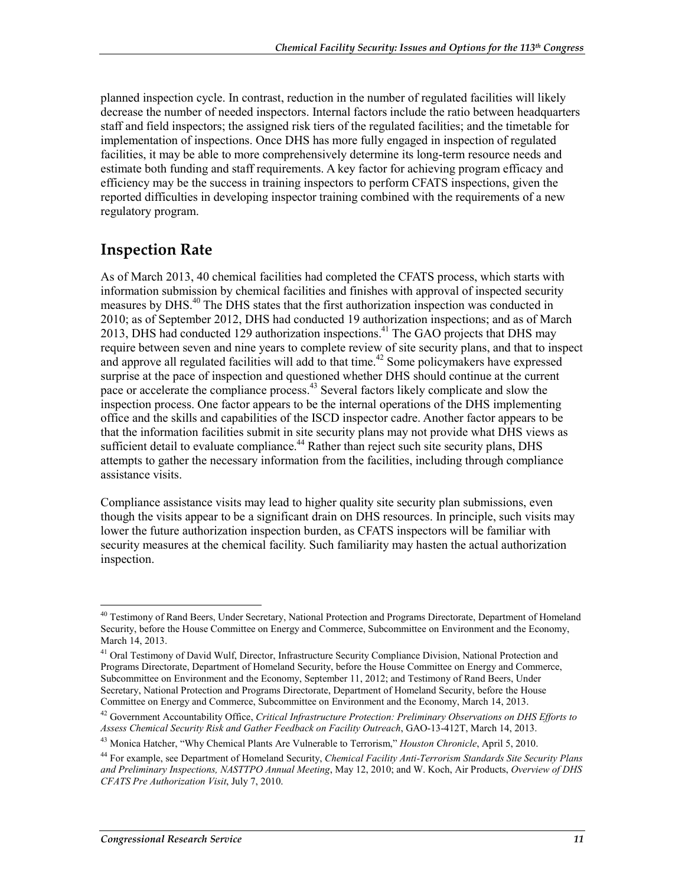planned inspection cycle. In contrast, reduction in the number of regulated facilities will likely decrease the number of needed inspectors. Internal factors include the ratio between headquarters staff and field inspectors; the assigned risk tiers of the regulated facilities; and the timetable for implementation of inspections. Once DHS has more fully engaged in inspection of regulated facilities, it may be able to more comprehensively determine its long-term resource needs and estimate both funding and staff requirements. A key factor for achieving program efficacy and efficiency may be the success in training inspectors to perform CFATS inspections, given the reported difficulties in developing inspector training combined with the requirements of a new regulatory program.

## Inspection Rate

As of March 2013, 40 chemical facilities had completed the CFATS process, which starts with information submission by chemical facilities and finishes with approval of inspected security measures by DHS.[40] The DHS states that the first authorization inspection was conducted in 2010; as of September 2012, DHS had conducted 19 authorization inspections; and as of March 2013, DHS had conducted 129 authorization inspections.[41] The GAO projects that DHS may require between seven and nine years to complete review of site security plans, and that to inspect and approve all regulated facilities will add to that time.[42] Some policymakers have expressed surprise at the pace of inspection and questioned whether DHS should continue at the current pace or accelerate the compliance process.[43] Several factors likely complicate and slow the inspection process. One factor appears to be the internal operations of the DHS implementing office and the skills and capabilities of the ISCD inspector cadre. Another factor appears to be that the information facilities submit in site security plans may not provide what DHS views as sufficient detail to evaluate compliance.[44] Rather than reject such site security plans, DHS attempts to gather the necessary information from the facilities, including through compliance assistance visits.

Compliance assistance visits may lead to higher quality site security plan submissions, even though the visits appear to be a significant drain on DHS resources. In principle, such visits may lower the future authorization inspection burden, as CFATS inspectors will be familiar with security measures at the chemical facility. Such familiarity may hasten the actual authorization inspection.

---

[40] Testimony of Rand Beers, Under Secretary, National Protection and Programs Directorate, Department of Homeland Security, before the House Committee on Energy and Commerce, Subcommittee on Environment and the Economy, March 14, 2013.

[41] Oral Testimony of David Wulf, Director, Infrastructure Security Compliance Division, National Protection and Programs Directorate, Department of Homeland Security, before the House Committee on Energy and Commerce, Subcommittee on Environment and the Economy, September 11, 2012; and Testimony of Rand Beers, Under Secretary, National Protection and Programs Directorate, Department of Homeland Security, before the House Committee on Energy and Commerce, Subcommittee on Environment and the Economy, March 14, 2013.

[42] Government Accountability Office, *Critical Infrastructure Protection: Preliminary Observations on DHS Efforts to Assess Chemical Security Risk and Gather Feedback on Facility Outreach*, GAO-13-412T, March 14, 2013.

[43] Monica Hatcher, "Why Chemical Plants Are Vulnerable to Terrorism," *Houston Chronicle*, April 5, 2010.

[44] For example, see Department of Homeland Security, *Chemical Facility Anti-Terrorism Standards Site Security Plans and Preliminary Inspections, NASTTPO Annual Meeting*, May 12, 2010; and W. Koch, Air Products, *Overview of DHS CFATS Pre Authorization Visit*, July 7, 2010.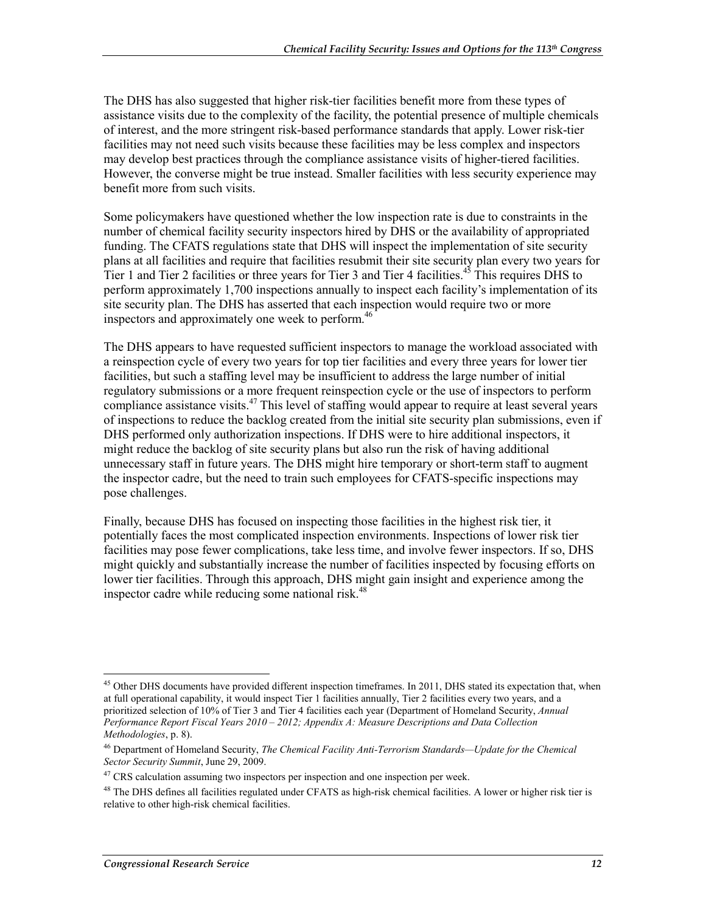The DHS has also suggested that higher risk-tier facilities benefit more from these types of assistance visits due to the complexity of the facility, the potential presence of multiple chemicals of interest, and the more stringent risk-based performance standards that apply. Lower risk-tier facilities may not need such visits because these facilities may be less complex and inspectors may develop best practices through the compliance assistance visits of higher-tiered facilities. However, the converse might be true instead. Smaller facilities with less security experience may benefit more from such visits.

Some policymakers have questioned whether the low inspection rate is due to constraints in the number of chemical facility security inspectors hired by DHS or the availability of appropriated funding. The CFATS regulations state that DHS will inspect the implementation of site security plans at all facilities and require that facilities resubmit their site security plan every two years for Tier 1 and Tier 2 facilities or three years for Tier 3 and Tier 4 facilities.[45] This requires DHS to perform approximately 1,700 inspections annually to inspect each facility's implementation of its site security plan. The DHS has asserted that each inspection would require two or more inspectors and approximately one week to perform.[46]

The DHS appears to have requested sufficient inspectors to manage the workload associated with a reinspection cycle of every two years for top tier facilities and every three years for lower tier facilities, but such a staffing level may be insufficient to address the large number of initial regulatory submissions or a more frequent reinspection cycle or the use of inspectors to perform compliance assistance visits.[47] This level of staffing would appear to require at least several years of inspections to reduce the backlog created from the initial site security plan submissions, even if DHS performed only authorization inspections. If DHS were to hire additional inspectors, it might reduce the backlog of site security plans but also run the risk of having additional unnecessary staff in future years. The DHS might hire temporary or short-term staff to augment the inspector cadre, but the need to train such employees for CFATS-specific inspections may pose challenges.

Finally, because DHS has focused on inspecting those facilities in the highest risk tier, it potentially faces the most complicated inspection environments. Inspections of lower risk tier facilities may pose fewer complications, take less time, and involve fewer inspectors. If so, DHS might quickly and substantially increase the number of facilities inspected by focusing efforts on lower tier facilities. Through this approach, DHS might gain insight and experience among the inspector cadre while reducing some national risk.[48]

---

[45] Other DHS documents have provided different inspection timeframes. In 2011, DHS stated its expectation that, when at full operational capability, it would inspect Tier 1 facilities annually, Tier 2 facilities every two years, and a prioritized selection of 10% of Tier 3 and Tier 4 facilities each year (Department of Homeland Security, *Annual Performance Report Fiscal Years 2010 – 2012; Appendix A: Measure Descriptions and Data Collection Methodologies*, p. 8).

[46] Department of Homeland Security, *The Chemical Facility Anti-Terrorism Standards—Update for the Chemical Sector Security Summit*, June 29, 2009.

[47] CRS calculation assuming two inspectors per inspection and one inspection per week.

[48] The DHS defines all facilities regulated under CFATS as high-risk chemical facilities. A lower or higher risk tier is relative to other high-risk chemical facilities.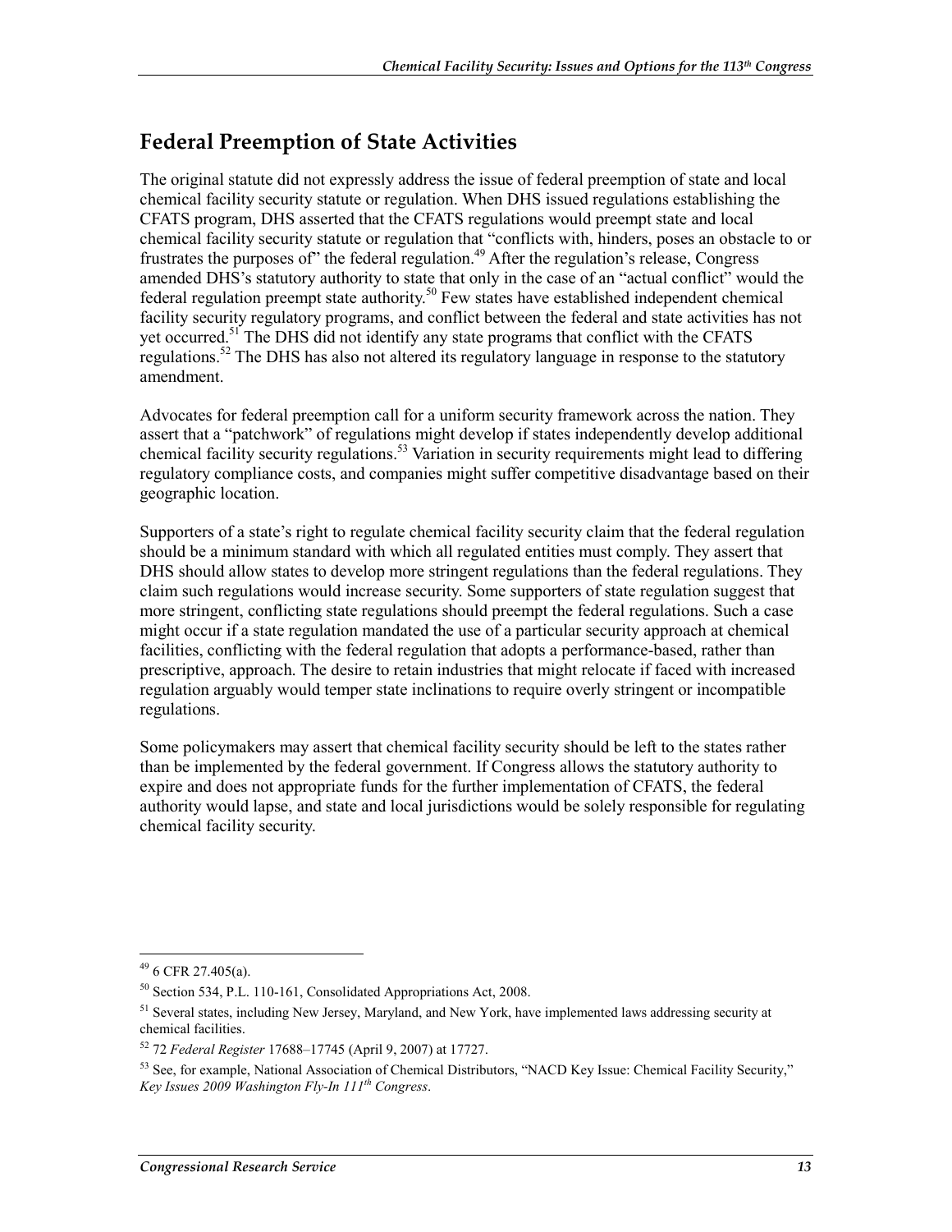## Federal Preemption of State Activities

The original statute did not expressly address the issue of federal preemption of state and local chemical facility security statute or regulation. When DHS issued regulations establishing the CFATS program, DHS asserted that the CFATS regulations would preempt state and local chemical facility security statute or regulation that "conflicts with, hinders, poses an obstacle to or frustrates the purposes of" the federal regulation.[49] After the regulation's release, Congress amended DHS's statutory authority to state that only in the case of an "actual conflict" would the federal regulation preempt state authority.[50] Few states have established independent chemical facility security regulatory programs, and conflict between the federal and state activities has not yet occurred.[51] The DHS did not identify any state programs that conflict with the CFATS regulations.[52] The DHS has also not altered its regulatory language in response to the statutory amendment.

Advocates for federal preemption call for a uniform security framework across the nation. They assert that a "patchwork" of regulations might develop if states independently develop additional chemical facility security regulations.[53] Variation in security requirements might lead to differing regulatory compliance costs, and companies might suffer competitive disadvantage based on their geographic location.

Supporters of a state's right to regulate chemical facility security claim that the federal regulation should be a minimum standard with which all regulated entities must comply. They assert that DHS should allow states to develop more stringent regulations than the federal regulations. They claim such regulations would increase security. Some supporters of state regulation suggest that more stringent, conflicting state regulations should preempt the federal regulations. Such a case might occur if a state regulation mandated the use of a particular security approach at chemical facilities, conflicting with the federal regulation that adopts a performance-based, rather than prescriptive, approach. The desire to retain industries that might relocate if faced with increased regulation arguably would temper state inclinations to require overly stringent or incompatible regulations.

Some policymakers may assert that chemical facility security should be left to the states rather than be implemented by the federal government. If Congress allows the statutory authority to expire and does not appropriate funds for the further implementation of CFATS, the federal authority would lapse, and state and local jurisdictions would be solely responsible for regulating chemical facility security.

---

[49] 6 CFR 27.405(a).

[50] Section 534, P.L. 110-161, Consolidated Appropriations Act, 2008.

[51] Several states, including New Jersey, Maryland, and New York, have implemented laws addressing security at chemical facilities.

[52] 72 *Federal Register* 17688–17745 (April 9, 2007) at 17727.

[53] See, for example, National Association of Chemical Distributors, "NACD Key Issue: Chemical Facility Security," *Key Issues 2009 Washington Fly-In 111th Congress*.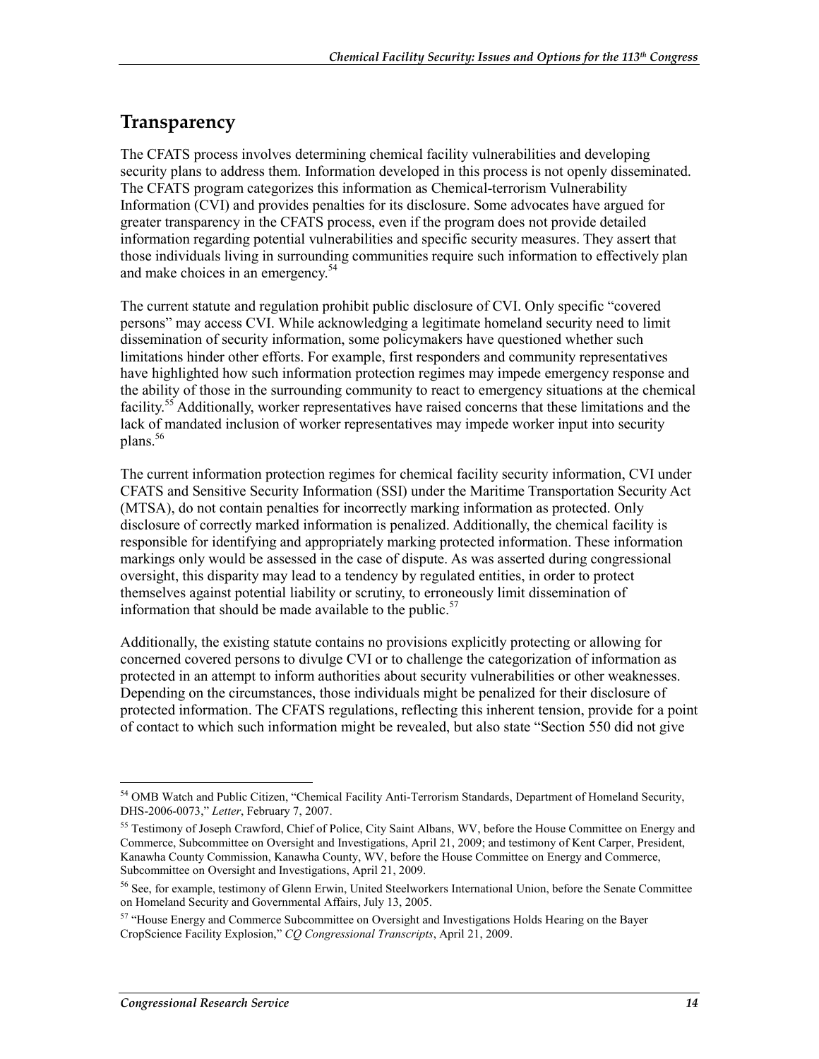## Transparency

The CFATS process involves determining chemical facility vulnerabilities and developing security plans to address them. Information developed in this process is not openly disseminated. The CFATS program categorizes this information as Chemical-terrorism Vulnerability Information (CVI) and provides penalties for its disclosure. Some advocates have argued for greater transparency in the CFATS process, even if the program does not provide detailed information regarding potential vulnerabilities and specific security measures. They assert that those individuals living in surrounding communities require such information to effectively plan and make choices in an emergency.[54]

The current statute and regulation prohibit public disclosure of CVI. Only specific "covered persons" may access CVI. While acknowledging a legitimate homeland security need to limit dissemination of security information, some policymakers have questioned whether such limitations hinder other efforts. For example, first responders and community representatives have highlighted how such information protection regimes may impede emergency response and the ability of those in the surrounding community to react to emergency situations at the chemical facility.[55] Additionally, worker representatives have raised concerns that these limitations and the lack of mandated inclusion of worker representatives may impede worker input into security plans.[56]

The current information protection regimes for chemical facility security information, CVI under CFATS and Sensitive Security Information (SSI) under the Maritime Transportation Security Act (MTSA), do not contain penalties for incorrectly marking information as protected. Only disclosure of correctly marked information is penalized. Additionally, the chemical facility is responsible for identifying and appropriately marking protected information. These information markings only would be assessed in the case of dispute. As was asserted during congressional oversight, this disparity may lead to a tendency by regulated entities, in order to protect themselves against potential liability or scrutiny, to erroneously limit dissemination of information that should be made available to the public.[57]

Additionally, the existing statute contains no provisions explicitly protecting or allowing for concerned covered persons to divulge CVI or to challenge the categorization of information as protected in an attempt to inform authorities about security vulnerabilities or other weaknesses. Depending on the circumstances, those individuals might be penalized for their disclosure of protected information. The CFATS regulations, reflecting this inherent tension, provide for a point of contact to which such information might be revealed, but also state "Section 550 did not give

---

[54] OMB Watch and Public Citizen, "Chemical Facility Anti-Terrorism Standards, Department of Homeland Security, DHS-2006-0073," *Letter*, February 7, 2007.

[55] Testimony of Joseph Crawford, Chief of Police, City Saint Albans, WV, before the House Committee on Energy and Commerce, Subcommittee on Oversight and Investigations, April 21, 2009; and testimony of Kent Carper, President, Kanawha County Commission, Kanawha County, WV, before the House Committee on Energy and Commerce, Subcommittee on Oversight and Investigations, April 21, 2009.

[56] See, for example, testimony of Glenn Erwin, United Steelworkers International Union, before the Senate Committee on Homeland Security and Governmental Affairs, July 13, 2005.

[57] "House Energy and Commerce Subcommittee on Oversight and Investigations Holds Hearing on the Bayer CropScience Facility Explosion," *CQ Congressional Transcripts*, April 21, 2009.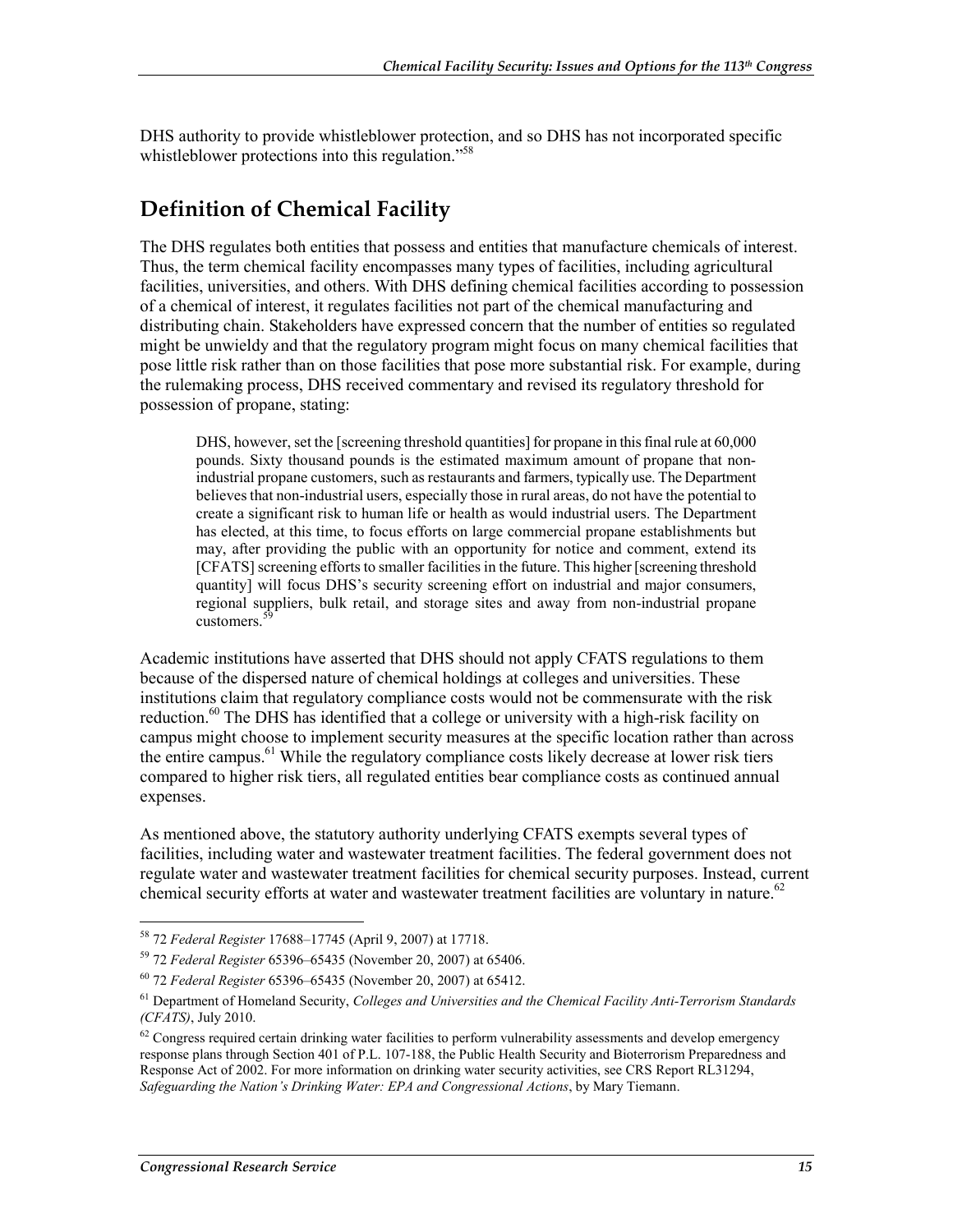DHS authority to provide whistleblower protection, and so DHS has not incorporated specific whistleblower protections into this regulation."[58]

## Definition of Chemical Facility

The DHS regulates both entities that possess and entities that manufacture chemicals of interest. Thus, the term chemical facility encompasses many types of facilities, including agricultural facilities, universities, and others. With DHS defining chemical facilities according to possession of a chemical of interest, it regulates facilities not part of the chemical manufacturing and distributing chain. Stakeholders have expressed concern that the number of entities so regulated might be unwieldy and that the regulatory program might focus on many chemical facilities that pose little risk rather than on those facilities that pose more substantial risk. For example, during the rulemaking process, DHS received commentary and revised its regulatory threshold for possession of propane, stating:

> DHS, however, set the [screening threshold quantities] for propane in this final rule at 60,000 pounds. Sixty thousand pounds is the estimated maximum amount of propane that non-industrial propane customers, such as restaurants and farmers, typically use. The Department believes that non-industrial users, especially those in rural areas, do not have the potential to create a significant risk to human life or health as would industrial users. The Department has elected, at this time, to focus efforts on large commercial propane establishments but may, after providing the public with an opportunity for notice and comment, extend its [CFATS] screening efforts to smaller facilities in the future. This higher [screening threshold quantity] will focus DHS's security screening effort on industrial and major consumers, regional suppliers, bulk retail, and storage sites and away from non-industrial propane customers.[59]

Academic institutions have asserted that DHS should not apply CFATS regulations to them because of the dispersed nature of chemical holdings at colleges and universities. These institutions claim that regulatory compliance costs would not be commensurate with the risk reduction.[60] The DHS has identified that a college or university with a high-risk facility on campus might choose to implement security measures at the specific location rather than across the entire campus.[61] While the regulatory compliance costs likely decrease at lower risk tiers compared to higher risk tiers, all regulated entities bear compliance costs as continued annual expenses.

As mentioned above, the statutory authority underlying CFATS exempts several types of facilities, including water and wastewater treatment facilities. The federal government does not regulate water and wastewater treatment facilities for chemical security purposes. Instead, current chemical security efforts at water and wastewater treatment facilities are voluntary in nature.[62]

---

[58] 72 *Federal Register* 17688–17745 (April 9, 2007) at 17718.

[59] 72 *Federal Register* 65396–65435 (November 20, 2007) at 65406.

[60] 72 *Federal Register* 65396–65435 (November 20, 2007) at 65412.

[61] Department of Homeland Security, *Colleges and Universities and the Chemical Facility Anti-Terrorism Standards (CFATS)*, July 2010.

[62] Congress required certain drinking water facilities to perform vulnerability assessments and develop emergency response plans through Section 401 of P.L. 107-188, the Public Health Security and Bioterrorism Preparedness and Response Act of 2002. For more information on drinking water security activities, see CRS Report RL31294, *Safeguarding the Nation's Drinking Water: EPA and Congressional Actions*, by Mary Tiemann.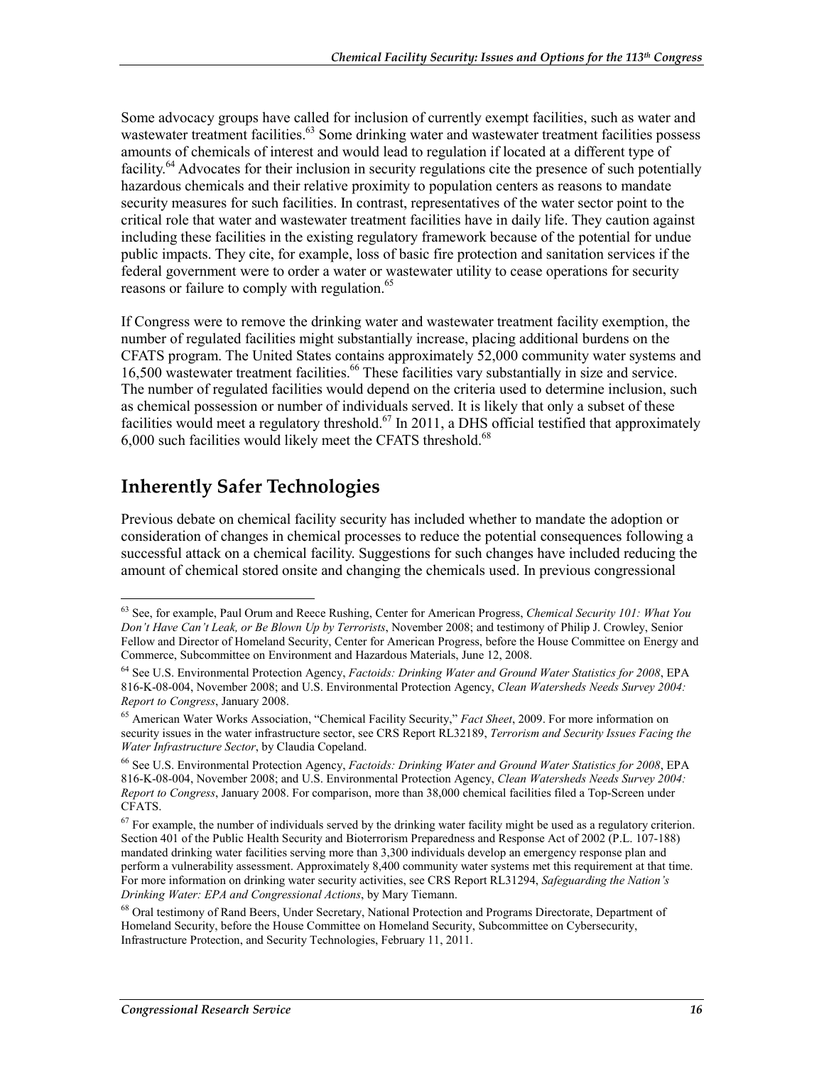Some advocacy groups have called for inclusion of currently exempt facilities, such as water and wastewater treatment facilities.[63] Some drinking water and wastewater treatment facilities possess amounts of chemicals of interest and would lead to regulation if located at a different type of facility.[64] Advocates for their inclusion in security regulations cite the presence of such potentially hazardous chemicals and their relative proximity to population centers as reasons to mandate security measures for such facilities. In contrast, representatives of the water sector point to the critical role that water and wastewater treatment facilities have in daily life. They caution against including these facilities in the existing regulatory framework because of the potential for undue public impacts. They cite, for example, loss of basic fire protection and sanitation services if the federal government were to order a water or wastewater utility to cease operations for security reasons or failure to comply with regulation.[65]

If Congress were to remove the drinking water and wastewater treatment facility exemption, the number of regulated facilities might substantially increase, placing additional burdens on the CFATS program. The United States contains approximately 52,000 community water systems and 16,500 wastewater treatment facilities.[66] These facilities vary substantially in size and service. The number of regulated facilities would depend on the criteria used to determine inclusion, such as chemical possession or number of individuals served. It is likely that only a subset of these facilities would meet a regulatory threshold.[67] In 2011, a DHS official testified that approximately 6,000 such facilities would likely meet the CFATS threshold.[68]

## Inherently Safer Technologies

Previous debate on chemical facility security has included whether to mandate the adoption or consideration of changes in chemical processes to reduce the potential consequences following a successful attack on a chemical facility. Suggestions for such changes have included reducing the amount of chemical stored onsite and changing the chemicals used. In previous congressional

---

[63] See, for example, Paul Orum and Reece Rushing, Center for American Progress, *Chemical Security 101: What You Don't Have Can't Leak, or Be Blown Up by Terrorists*, November 2008; and testimony of Philip J. Crowley, Senior Fellow and Director of Homeland Security, Center for American Progress, before the House Committee on Energy and Commerce, Subcommittee on Environment and Hazardous Materials, June 12, 2008.

[64] See U.S. Environmental Protection Agency, *Factoids: Drinking Water and Ground Water Statistics for 2008*, EPA 816-K-08-004, November 2008; and U.S. Environmental Protection Agency, *Clean Watersheds Needs Survey 2004: Report to Congress*, January 2008.

[65] American Water Works Association, "Chemical Facility Security," *Fact Sheet*, 2009. For more information on security issues in the water infrastructure sector, see CRS Report RL32189, *Terrorism and Security Issues Facing the Water Infrastructure Sector*, by Claudia Copeland.

[66] See U.S. Environmental Protection Agency, *Factoids: Drinking Water and Ground Water Statistics for 2008*, EPA 816-K-08-004, November 2008; and U.S. Environmental Protection Agency, *Clean Watersheds Needs Survey 2004: Report to Congress*, January 2008. For comparison, more than 38,000 chemical facilities filed a Top-Screen under CFATS.

[67] For example, the number of individuals served by the drinking water facility might be used as a regulatory criterion. Section 401 of the Public Health Security and Bioterrorism Preparedness and Response Act of 2002 (P.L. 107-188) mandated drinking water facilities serving more than 3,300 individuals develop an emergency response plan and perform a vulnerability assessment. Approximately 8,400 community water systems met this requirement at that time. For more information on drinking water security activities, see CRS Report RL31294, *Safeguarding the Nation's Drinking Water: EPA and Congressional Actions*, by Mary Tiemann.

[68] Oral testimony of Rand Beers, Under Secretary, National Protection and Programs Directorate, Department of Homeland Security, before the House Committee on Homeland Security, Subcommittee on Cybersecurity, Infrastructure Protection, and Security Technologies, February 11, 2011.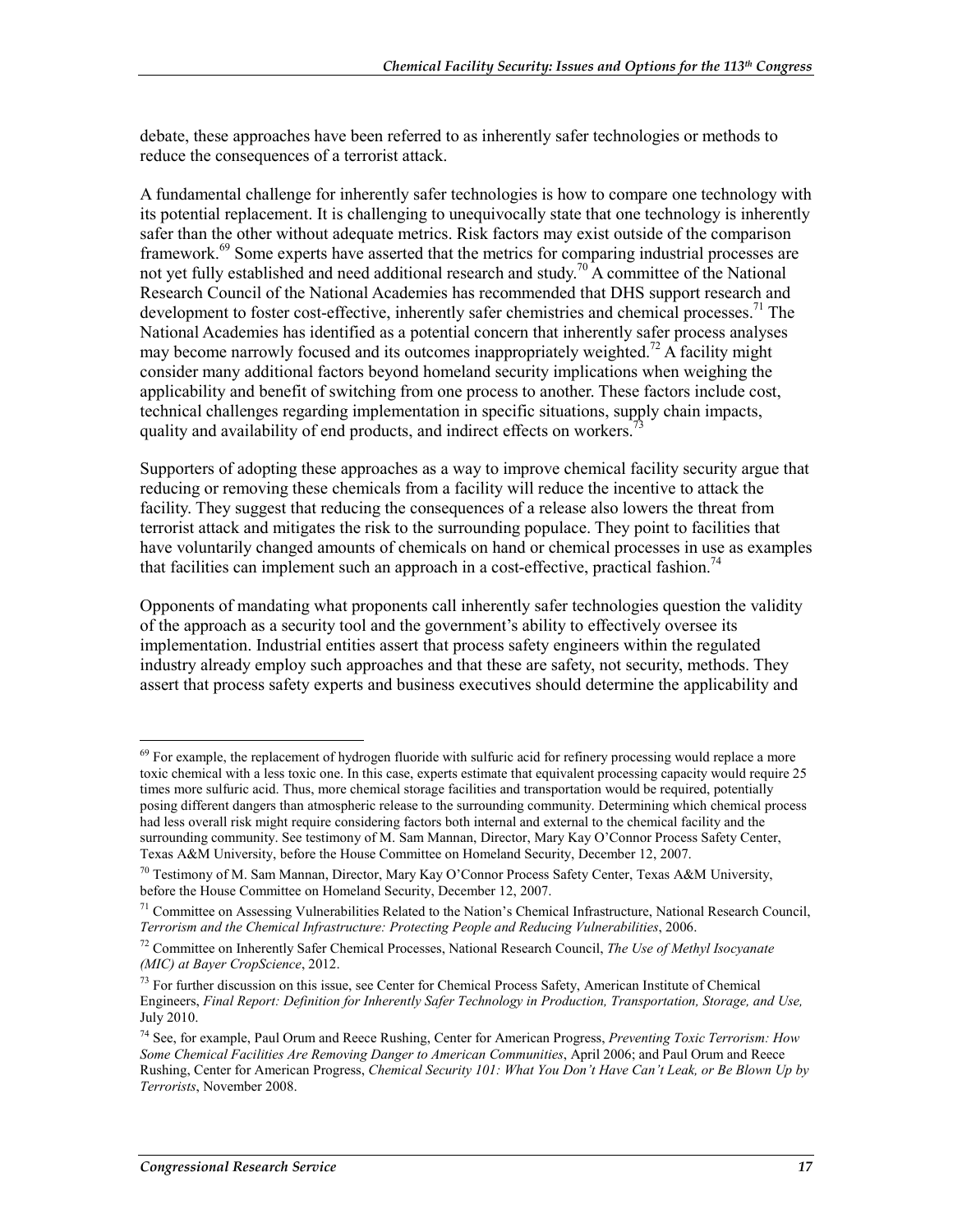debate, these approaches have been referred to as inherently safer technologies or methods to reduce the consequences of a terrorist attack.

A fundamental challenge for inherently safer technologies is how to compare one technology with its potential replacement. It is challenging to unequivocally state that one technology is inherently safer than the other without adequate metrics. Risk factors may exist outside of the comparison framework.[69] Some experts have asserted that the metrics for comparing industrial processes are not yet fully established and need additional research and study.[70] A committee of the National Research Council of the National Academies has recommended that DHS support research and development to foster cost-effective, inherently safer chemistries and chemical processes.[71] The National Academies has identified as a potential concern that inherently safer process analyses may become narrowly focused and its outcomes inappropriately weighted.[72] A facility might consider many additional factors beyond homeland security implications when weighing the applicability and benefit of switching from one process to another. These factors include cost, technical challenges regarding implementation in specific situations, supply chain impacts, quality and availability of end products, and indirect effects on workers.[73]

Supporters of adopting these approaches as a way to improve chemical facility security argue that reducing or removing these chemicals from a facility will reduce the incentive to attack the facility. They suggest that reducing the consequences of a release also lowers the threat from terrorist attack and mitigates the risk to the surrounding populace. They point to facilities that have voluntarily changed amounts of chemicals on hand or chemical processes in use as examples that facilities can implement such an approach in a cost-effective, practical fashion.[74]

Opponents of mandating what proponents call inherently safer technologies question the validity of the approach as a security tool and the government's ability to effectively oversee its implementation. Industrial entities assert that process safety engineers within the regulated industry already employ such approaches and that these are safety, not security, methods. They assert that process safety experts and business executives should determine the applicability and

---

[69] For example, the replacement of hydrogen fluoride with sulfuric acid for refinery processing would replace a more toxic chemical with a less toxic one. In this case, experts estimate that equivalent processing capacity would require 25 times more sulfuric acid. Thus, more chemical storage facilities and transportation would be required, potentially posing different dangers than atmospheric release to the surrounding community. Determining which chemical process had less overall risk might require considering factors both internal and external to the chemical facility and the surrounding community. See testimony of M. Sam Mannan, Director, Mary Kay O'Connor Process Safety Center, Texas A&M University, before the House Committee on Homeland Security, December 12, 2007.

[70] Testimony of M. Sam Mannan, Director, Mary Kay O'Connor Process Safety Center, Texas A&M University, before the House Committee on Homeland Security, December 12, 2007.

[71] Committee on Assessing Vulnerabilities Related to the Nation's Chemical Infrastructure, National Research Council, *Terrorism and the Chemical Infrastructure: Protecting People and Reducing Vulnerabilities*, 2006.

[72] Committee on Inherently Safer Chemical Processes, National Research Council, *The Use of Methyl Isocyanate (MIC) at Bayer CropScience*, 2012.

[73] For further discussion on this issue, see Center for Chemical Process Safety, American Institute of Chemical Engineers, *Final Report: Definition for Inherently Safer Technology in Production, Transportation, Storage, and Use,* July 2010.

[74] See, for example, Paul Orum and Reece Rushing, Center for American Progress, *Preventing Toxic Terrorism: How Some Chemical Facilities Are Removing Danger to American Communities*, April 2006; and Paul Orum and Reece Rushing, Center for American Progress, *Chemical Security 101: What You Don't Have Can't Leak, or Be Blown Up by Terrorists*, November 2008.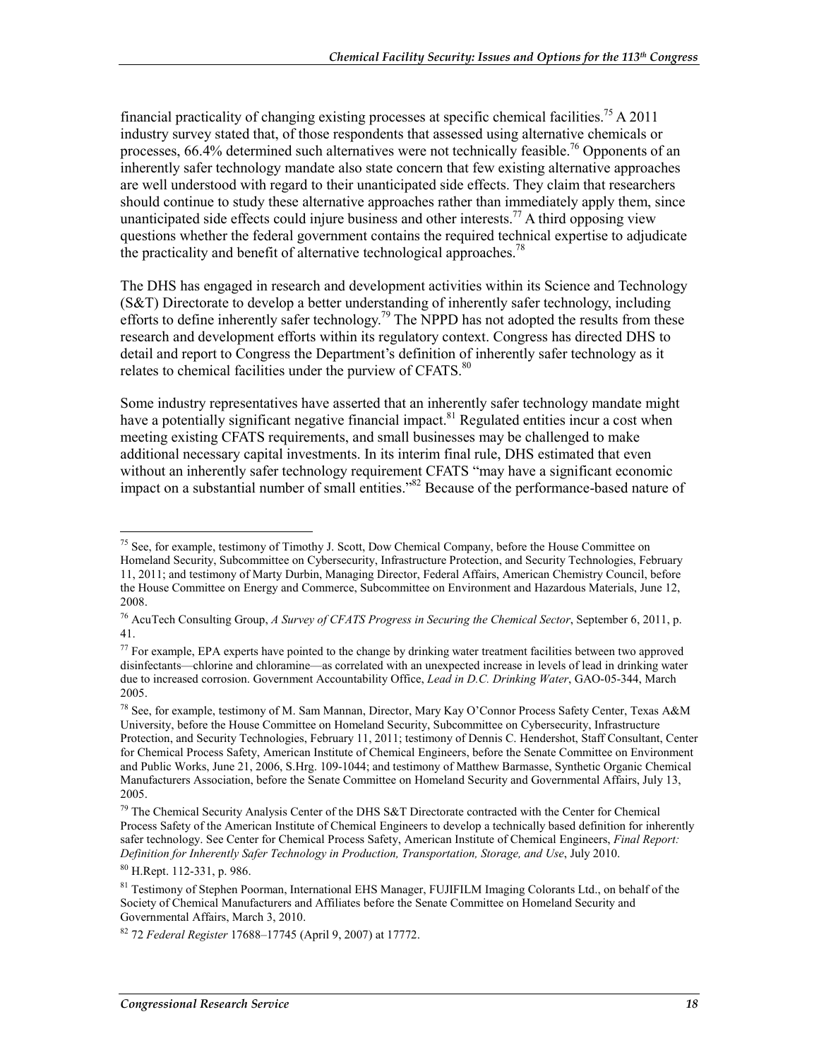financial practicality of changing existing processes at specific chemical facilities.[75] A 2011 industry survey stated that, of those respondents that assessed using alternative chemicals or processes, 66.4% determined such alternatives were not technically feasible.[76] Opponents of an inherently safer technology mandate also state concern that few existing alternative approaches are well understood with regard to their unanticipated side effects. They claim that researchers should continue to study these alternative approaches rather than immediately apply them, since unanticipated side effects could injure business and other interests.[77] A third opposing view questions whether the federal government contains the required technical expertise to adjudicate the practicality and benefit of alternative technological approaches.[78]

The DHS has engaged in research and development activities within its Science and Technology (S&T) Directorate to develop a better understanding of inherently safer technology, including efforts to define inherently safer technology.[79] The NPPD has not adopted the results from these research and development efforts within its regulatory context. Congress has directed DHS to detail and report to Congress the Department's definition of inherently safer technology as it relates to chemical facilities under the purview of CFATS.[80]

Some industry representatives have asserted that an inherently safer technology mandate might have a potentially significant negative financial impact.[81] Regulated entities incur a cost when meeting existing CFATS requirements, and small businesses may be challenged to make additional necessary capital investments. In its interim final rule, DHS estimated that even without an inherently safer technology requirement CFATS "may have a significant economic impact on a substantial number of small entities."[82] Because of the performance-based nature of

---

[75] See, for example, testimony of Timothy J. Scott, Dow Chemical Company, before the House Committee on Homeland Security, Subcommittee on Cybersecurity, Infrastructure Protection, and Security Technologies, February 11, 2011; and testimony of Marty Durbin, Managing Director, Federal Affairs, American Chemistry Council, before the House Committee on Energy and Commerce, Subcommittee on Environment and Hazardous Materials, June 12, 2008.

[76] AcuTech Consulting Group, *A Survey of CFATS Progress in Securing the Chemical Sector*, September 6, 2011, p. 41.

[77] For example, EPA experts have pointed to the change by drinking water treatment facilities between two approved disinfectants—chlorine and chloramine—as correlated with an unexpected increase in levels of lead in drinking water due to increased corrosion. Government Accountability Office, *Lead in D.C. Drinking Water*, GAO-05-344, March 2005.

[78] See, for example, testimony of M. Sam Mannan, Director, Mary Kay O'Connor Process Safety Center, Texas A&M University, before the House Committee on Homeland Security, Subcommittee on Cybersecurity, Infrastructure Protection, and Security Technologies, February 11, 2011; testimony of Dennis C. Hendershot, Staff Consultant, Center for Chemical Process Safety, American Institute of Chemical Engineers, before the Senate Committee on Environment and Public Works, June 21, 2006, S.Hrg. 109-1044; and testimony of Matthew Barmasse, Synthetic Organic Chemical Manufacturers Association, before the Senate Committee on Homeland Security and Governmental Affairs, July 13, 2005.

[79] The Chemical Security Analysis Center of the DHS S&T Directorate contracted with the Center for Chemical Process Safety of the American Institute of Chemical Engineers to develop a technically based definition for inherently safer technology. See Center for Chemical Process Safety, American Institute of Chemical Engineers, *Final Report: Definition for Inherently Safer Technology in Production, Transportation, Storage, and Use*, July 2010.

[80] H.Rept. 112-331, p. 986.

[81] Testimony of Stephen Poorman, International EHS Manager, FUJIFILM Imaging Colorants Ltd., on behalf of the Society of Chemical Manufacturers and Affiliates before the Senate Committee on Homeland Security and Governmental Affairs, March 3, 2010.

[82] 72 *Federal Register* 17688–17745 (April 9, 2007) at 17772.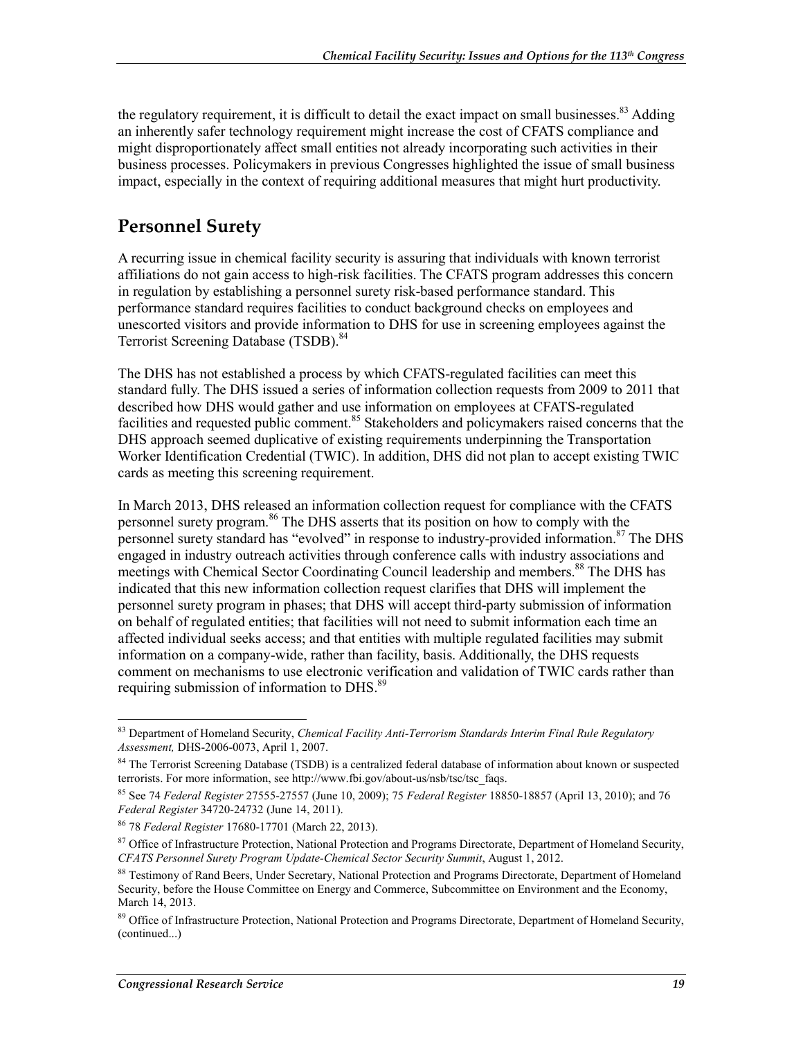the regulatory requirement, it is difficult to detail the exact impact on small businesses.[83] Adding an inherently safer technology requirement might increase the cost of CFATS compliance and might disproportionately affect small entities not already incorporating such activities in their business processes. Policymakers in previous Congresses highlighted the issue of small business impact, especially in the context of requiring additional measures that might hurt productivity.

## Personnel Surety

A recurring issue in chemical facility security is assuring that individuals with known terrorist affiliations do not gain access to high-risk facilities. The CFATS program addresses this concern in regulation by establishing a personnel surety risk-based performance standard. This performance standard requires facilities to conduct background checks on employees and unescorted visitors and provide information to DHS for use in screening employees against the Terrorist Screening Database (TSDB).[84]

The DHS has not established a process by which CFATS-regulated facilities can meet this standard fully. The DHS issued a series of information collection requests from 2009 to 2011 that described how DHS would gather and use information on employees at CFATS-regulated facilities and requested public comment.[85] Stakeholders and policymakers raised concerns that the DHS approach seemed duplicative of existing requirements underpinning the Transportation Worker Identification Credential (TWIC). In addition, DHS did not plan to accept existing TWIC cards as meeting this screening requirement.

In March 2013, DHS released an information collection request for compliance with the CFATS personnel surety program.[86] The DHS asserts that its position on how to comply with the personnel surety standard has "evolved" in response to industry-provided information.[87] The DHS engaged in industry outreach activities through conference calls with industry associations and meetings with Chemical Sector Coordinating Council leadership and members.[88] The DHS has indicated that this new information collection request clarifies that DHS will implement the personnel surety program in phases; that DHS will accept third-party submission of information on behalf of regulated entities; that facilities will not need to submit information each time an affected individual seeks access; and that entities with multiple regulated facilities may submit information on a company-wide, rather than facility, basis. Additionally, the DHS requests comment on mechanisms to use electronic verification and validation of TWIC cards rather than requiring submission of information to DHS.[89]

---

[83] Department of Homeland Security, *Chemical Facility Anti-Terrorism Standards Interim Final Rule Regulatory Assessment,* DHS-2006-0073, April 1, 2007.

[84] The Terrorist Screening Database (TSDB) is a centralized federal database of information about known or suspected terrorists. For more information, see http://www.fbi.gov/about-us/nsb/tsc/tsc_faqs.

[85] See 74 *Federal Register* 27555-27557 (June 10, 2009); 75 *Federal Register* 18850-18857 (April 13, 2010); and 76 *Federal Register* 34720-24732 (June 14, 2011).

[86] 78 *Federal Register* 17680-17701 (March 22, 2013).

[87] Office of Infrastructure Protection, National Protection and Programs Directorate, Department of Homeland Security, *CFATS Personnel Surety Program Update-Chemical Sector Security Summit*, August 1, 2012.

[88] Testimony of Rand Beers, Under Secretary, National Protection and Programs Directorate, Department of Homeland Security, before the House Committee on Energy and Commerce, Subcommittee on Environment and the Economy, March 14, 2013.

[89] Office of Infrastructure Protection, National Protection and Programs Directorate, Department of Homeland Security, (continued...)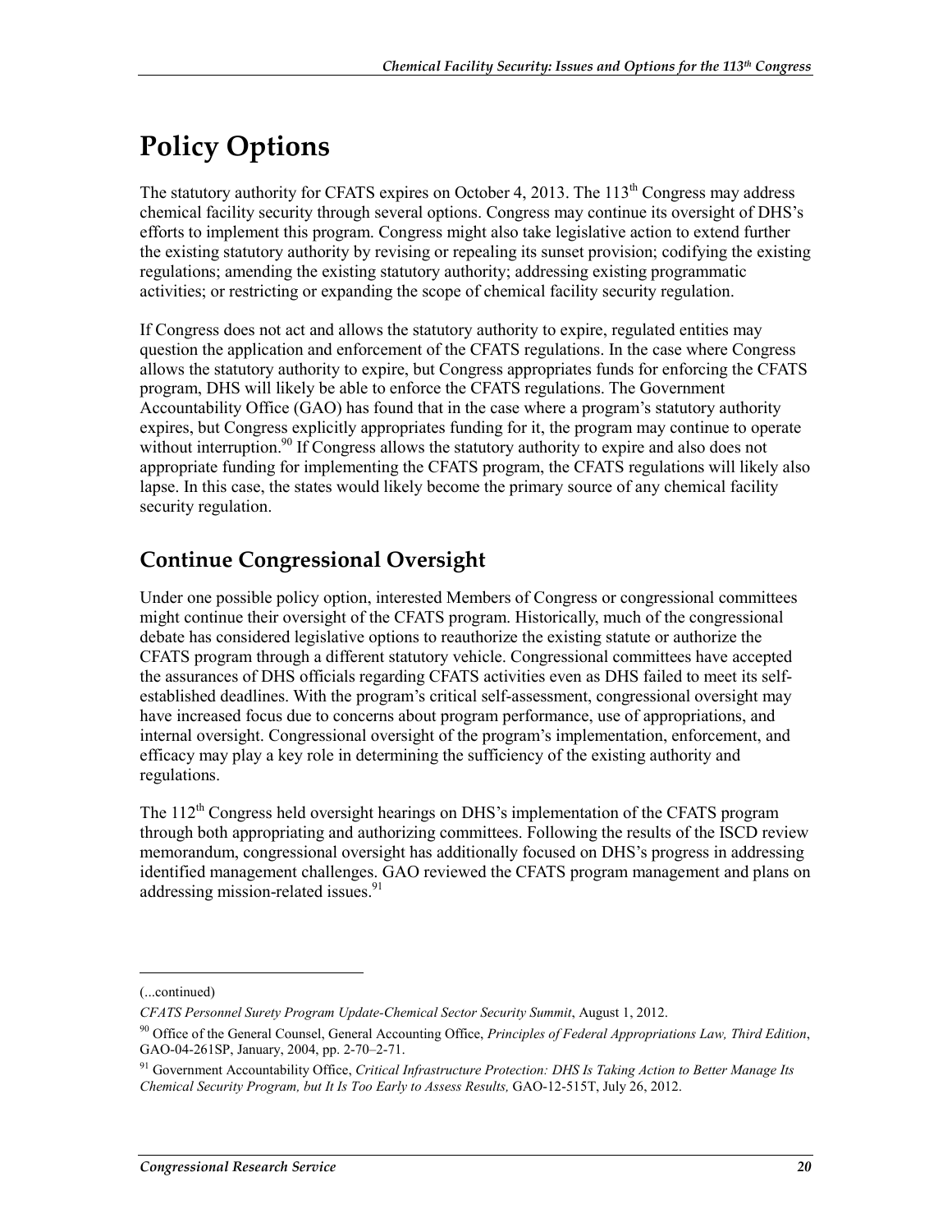# Policy Options

The statutory authority for CFATS expires on October 4, 2013. The 113th Congress may address chemical facility security through several options. Congress may continue its oversight of DHS's efforts to implement this program. Congress might also take legislative action to extend further the existing statutory authority by revising or repealing its sunset provision; codifying the existing regulations; amending the existing statutory authority; addressing existing programmatic activities; or restricting or expanding the scope of chemical facility security regulation.

If Congress does not act and allows the statutory authority to expire, regulated entities may question the application and enforcement of the CFATS regulations. In the case where Congress allows the statutory authority to expire, but Congress appropriates funds for enforcing the CFATS program, DHS will likely be able to enforce the CFATS regulations. The Government Accountability Office (GAO) has found that in the case where a program's statutory authority expires, but Congress explicitly appropriates funding for it, the program may continue to operate without interruption.[90] If Congress allows the statutory authority to expire and also does not appropriate funding for implementing the CFATS program, the CFATS regulations will likely also lapse. In this case, the states would likely become the primary source of any chemical facility security regulation.

## Continue Congressional Oversight

Under one possible policy option, interested Members of Congress or congressional committees might continue their oversight of the CFATS program. Historically, much of the congressional debate has considered legislative options to reauthorize the existing statute or authorize the CFATS program through a different statutory vehicle. Congressional committees have accepted the assurances of DHS officials regarding CFATS activities even as DHS failed to meet its self-established deadlines. With the program's critical self-assessment, congressional oversight may have increased focus due to concerns about program performance, use of appropriations, and internal oversight. Congressional oversight of the program's implementation, enforcement, and efficacy may play a key role in determining the sufficiency of the existing authority and regulations.

The 112th Congress held oversight hearings on DHS's implementation of the CFATS program through both appropriating and authorizing committees. Following the results of the ISCD review memorandum, congressional oversight has additionally focused on DHS's progress in addressing identified management challenges. GAO reviewed the CFATS program management and plans on addressing mission-related issues.[91]

---

(...continued)

*CFATS Personnel Surety Program Update-Chemical Sector Security Summit*, August 1, 2012.

[90] Office of the General Counsel, General Accounting Office, *Principles of Federal Appropriations Law, Third Edition*, GAO-04-261SP, January, 2004, pp. 2-70–2-71.

[91] Government Accountability Office, *Critical Infrastructure Protection: DHS Is Taking Action to Better Manage Its Chemical Security Program, but It Is Too Early to Assess Results,* GAO-12-515T, July 26, 2012.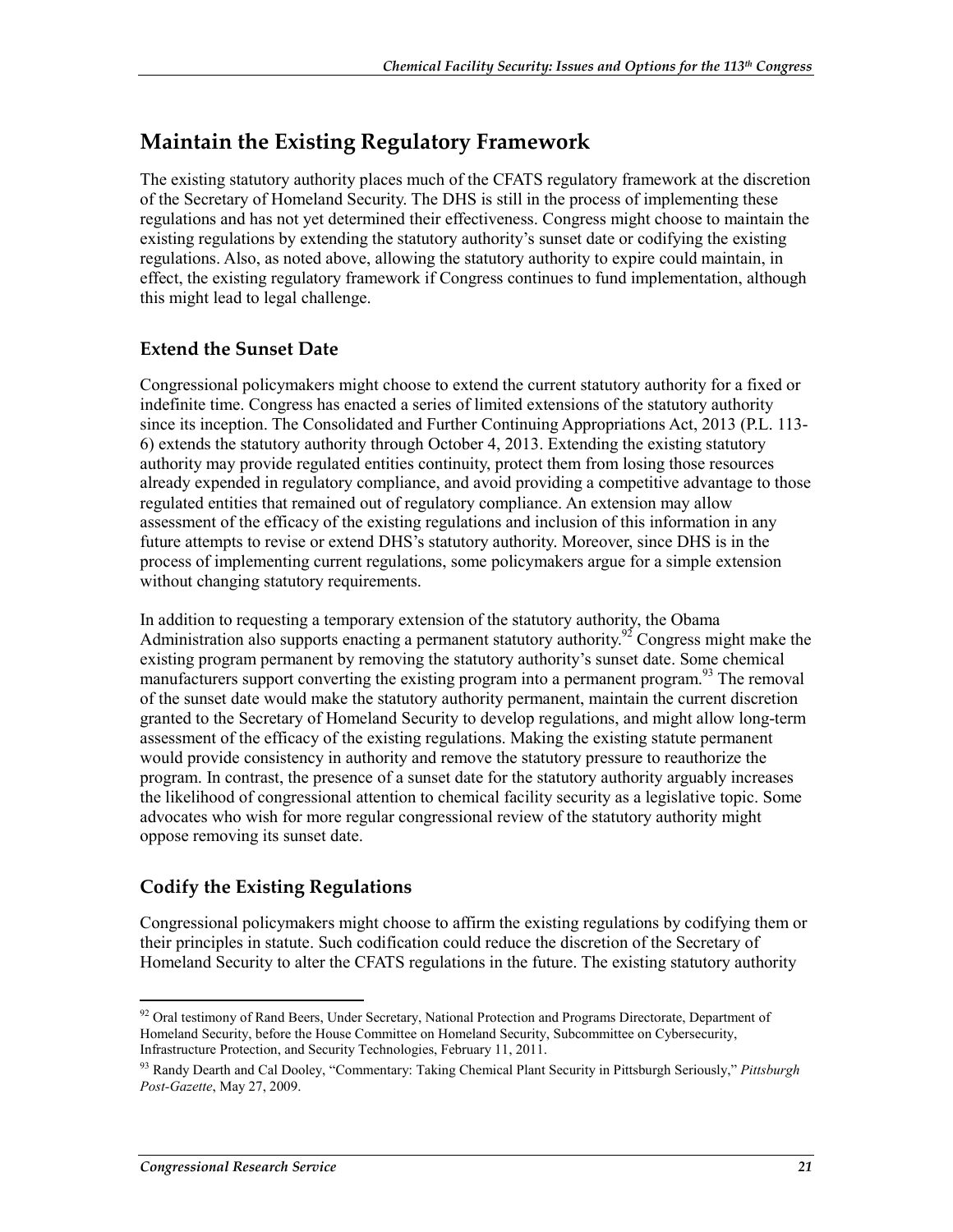## Maintain the Existing Regulatory Framework

The existing statutory authority places much of the CFATS regulatory framework at the discretion of the Secretary of Homeland Security. The DHS is still in the process of implementing these regulations and has not yet determined their effectiveness. Congress might choose to maintain the existing regulations by extending the statutory authority's sunset date or codifying the existing regulations. Also, as noted above, allowing the statutory authority to expire could maintain, in effect, the existing regulatory framework if Congress continues to fund implementation, although this might lead to legal challenge.

### Extend the Sunset Date

Congressional policymakers might choose to extend the current statutory authority for a fixed or indefinite time. Congress has enacted a series of limited extensions of the statutory authority since its inception. The Consolidated and Further Continuing Appropriations Act, 2013 (P.L. 113-6) extends the statutory authority through October 4, 2013. Extending the existing statutory authority may provide regulated entities continuity, protect them from losing those resources already expended in regulatory compliance, and avoid providing a competitive advantage to those regulated entities that remained out of regulatory compliance. An extension may allow assessment of the efficacy of the existing regulations and inclusion of this information in any future attempts to revise or extend DHS's statutory authority. Moreover, since DHS is in the process of implementing current regulations, some policymakers argue for a simple extension without changing statutory requirements.

In addition to requesting a temporary extension of the statutory authority, the Obama Administration also supports enacting a permanent statutory authority.[92] Congress might make the existing program permanent by removing the statutory authority's sunset date. Some chemical manufacturers support converting the existing program into a permanent program.[93] The removal of the sunset date would make the statutory authority permanent, maintain the current discretion granted to the Secretary of Homeland Security to develop regulations, and might allow long-term assessment of the efficacy of the existing regulations. Making the existing statute permanent would provide consistency in authority and remove the statutory pressure to reauthorize the program. In contrast, the presence of a sunset date for the statutory authority arguably increases the likelihood of congressional attention to chemical facility security as a legislative topic. Some advocates who wish for more regular congressional review of the statutory authority might oppose removing its sunset date.

### Codify the Existing Regulations

Congressional policymakers might choose to affirm the existing regulations by codifying them or their principles in statute. Such codification could reduce the discretion of the Secretary of Homeland Security to alter the CFATS regulations in the future. The existing statutory authority

---

[92] Oral testimony of Rand Beers, Under Secretary, National Protection and Programs Directorate, Department of Homeland Security, before the House Committee on Homeland Security, Subcommittee on Cybersecurity, Infrastructure Protection, and Security Technologies, February 11, 2011.

[93] Randy Dearth and Cal Dooley, "Commentary: Taking Chemical Plant Security in Pittsburgh Seriously," *Pittsburgh Post-Gazette*, May 27, 2009.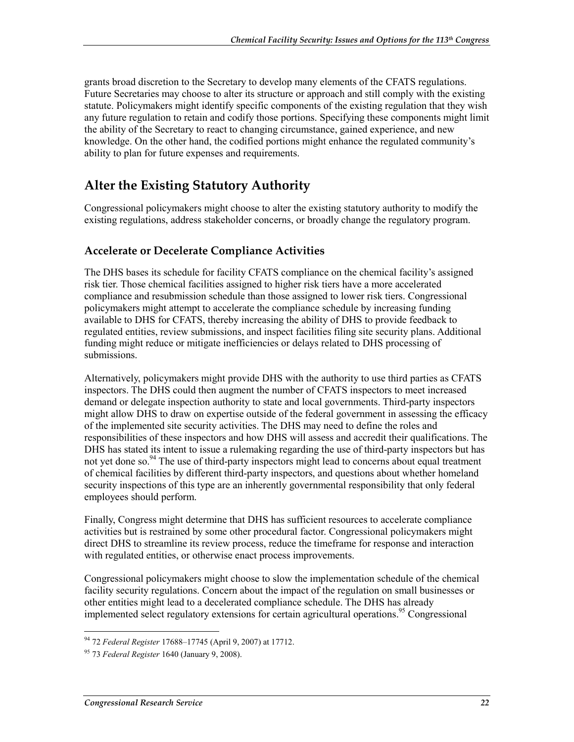grants broad discretion to the Secretary to develop many elements of the CFATS regulations. Future Secretaries may choose to alter its structure or approach and still comply with the existing statute. Policymakers might identify specific components of the existing regulation that they wish any future regulation to retain and codify those portions. Specifying these components might limit the ability of the Secretary to react to changing circumstance, gained experience, and new knowledge. On the other hand, the codified portions might enhance the regulated community's ability to plan for future expenses and requirements.

## Alter the Existing Statutory Authority

Congressional policymakers might choose to alter the existing statutory authority to modify the existing regulations, address stakeholder concerns, or broadly change the regulatory program.

### Accelerate or Decelerate Compliance Activities

The DHS bases its schedule for facility CFATS compliance on the chemical facility's assigned risk tier. Those chemical facilities assigned to higher risk tiers have a more accelerated compliance and resubmission schedule than those assigned to lower risk tiers. Congressional policymakers might attempt to accelerate the compliance schedule by increasing funding available to DHS for CFATS, thereby increasing the ability of DHS to provide feedback to regulated entities, review submissions, and inspect facilities filing site security plans. Additional funding might reduce or mitigate inefficiencies or delays related to DHS processing of submissions.

Alternatively, policymakers might provide DHS with the authority to use third parties as CFATS inspectors. The DHS could then augment the number of CFATS inspectors to meet increased demand or delegate inspection authority to state and local governments. Third-party inspectors might allow DHS to draw on expertise outside of the federal government in assessing the efficacy of the implemented site security activities. The DHS may need to define the roles and responsibilities of these inspectors and how DHS will assess and accredit their qualifications. The DHS has stated its intent to issue a rulemaking regarding the use of third-party inspectors but has not yet done so.[94] The use of third-party inspectors might lead to concerns about equal treatment of chemical facilities by different third-party inspectors, and questions about whether homeland security inspections of this type are an inherently governmental responsibility that only federal employees should perform.

Finally, Congress might determine that DHS has sufficient resources to accelerate compliance activities but is restrained by some other procedural factor. Congressional policymakers might direct DHS to streamline its review process, reduce the timeframe for response and interaction with regulated entities, or otherwise enact process improvements.

Congressional policymakers might choose to slow the implementation schedule of the chemical facility security regulations. Concern about the impact of the regulation on small businesses or other entities might lead to a decelerated compliance schedule. The DHS has already implemented select regulatory extensions for certain agricultural operations.[95] Congressional

---

[94] 72 *Federal Register* 17688–17745 (April 9, 2007) at 17712.

[95] 73 *Federal Register* 1640 (January 9, 2008).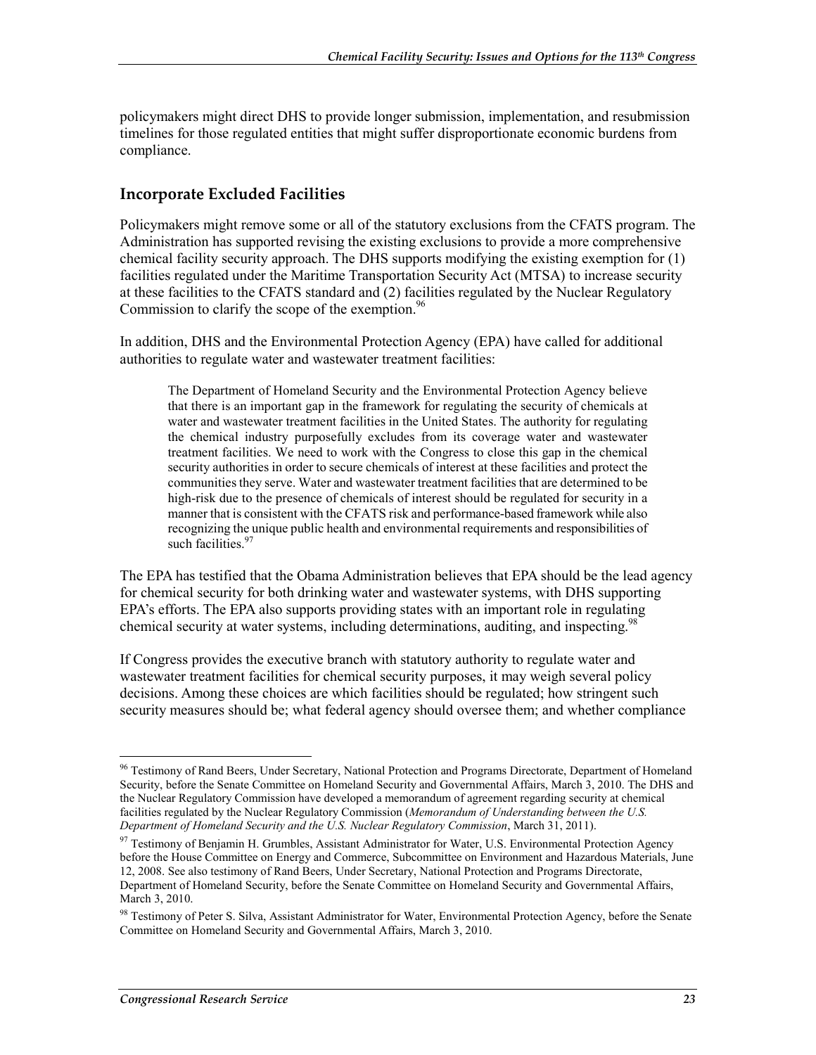policymakers might direct DHS to provide longer submission, implementation, and resubmission timelines for those regulated entities that might suffer disproportionate economic burdens from compliance.

### Incorporate Excluded Facilities

Policymakers might remove some or all of the statutory exclusions from the CFATS program. The Administration has supported revising the existing exclusions to provide a more comprehensive chemical facility security approach. The DHS supports modifying the existing exemption for (1) facilities regulated under the Maritime Transportation Security Act (MTSA) to increase security at these facilities to the CFATS standard and (2) facilities regulated by the Nuclear Regulatory Commission to clarify the scope of the exemption.[96]

In addition, DHS and the Environmental Protection Agency (EPA) have called for additional authorities to regulate water and wastewater treatment facilities:

> The Department of Homeland Security and the Environmental Protection Agency believe that there is an important gap in the framework for regulating the security of chemicals at water and wastewater treatment facilities in the United States. The authority for regulating the chemical industry purposefully excludes from its coverage water and wastewater treatment facilities. We need to work with the Congress to close this gap in the chemical security authorities in order to secure chemicals of interest at these facilities and protect the communities they serve. Water and wastewater treatment facilities that are determined to be high-risk due to the presence of chemicals of interest should be regulated for security in a manner that is consistent with the CFATS risk and performance-based framework while also recognizing the unique public health and environmental requirements and responsibilities of such facilities.[97]

The EPA has testified that the Obama Administration believes that EPA should be the lead agency for chemical security for both drinking water and wastewater systems, with DHS supporting EPA's efforts. The EPA also supports providing states with an important role in regulating chemical security at water systems, including determinations, auditing, and inspecting.[98]

If Congress provides the executive branch with statutory authority to regulate water and wastewater treatment facilities for chemical security purposes, it may weigh several policy decisions. Among these choices are which facilities should be regulated; how stringent such security measures should be; what federal agency should oversee them; and whether compliance

---

[96] Testimony of Rand Beers, Under Secretary, National Protection and Programs Directorate, Department of Homeland Security, before the Senate Committee on Homeland Security and Governmental Affairs, March 3, 2010. The DHS and the Nuclear Regulatory Commission have developed a memorandum of agreement regarding security at chemical facilities regulated by the Nuclear Regulatory Commission (*Memorandum of Understanding between the U.S. Department of Homeland Security and the U.S. Nuclear Regulatory Commission*, March 31, 2011).

[97] Testimony of Benjamin H. Grumbles, Assistant Administrator for Water, U.S. Environmental Protection Agency before the House Committee on Energy and Commerce, Subcommittee on Environment and Hazardous Materials, June 12, 2008. See also testimony of Rand Beers, Under Secretary, National Protection and Programs Directorate, Department of Homeland Security, before the Senate Committee on Homeland Security and Governmental Affairs, March 3, 2010.

[98] Testimony of Peter S. Silva, Assistant Administrator for Water, Environmental Protection Agency, before the Senate Committee on Homeland Security and Governmental Affairs, March 3, 2010.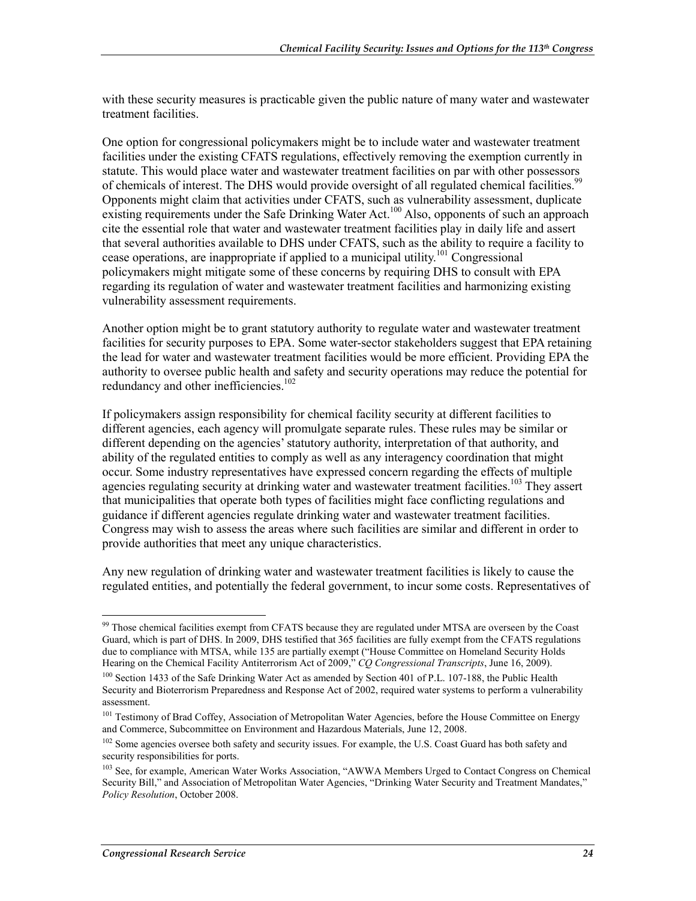with these security measures is practicable given the public nature of many water and wastewater treatment facilities.

One option for congressional policymakers might be to include water and wastewater treatment facilities under the existing CFATS regulations, effectively removing the exemption currently in statute. This would place water and wastewater treatment facilities on par with other possessors of chemicals of interest. The DHS would provide oversight of all regulated chemical facilities.[99] Opponents might claim that activities under CFATS, such as vulnerability assessment, duplicate existing requirements under the Safe Drinking Water Act.[100] Also, opponents of such an approach cite the essential role that water and wastewater treatment facilities play in daily life and assert that several authorities available to DHS under CFATS, such as the ability to require a facility to cease operations, are inappropriate if applied to a municipal utility.[101] Congressional policymakers might mitigate some of these concerns by requiring DHS to consult with EPA regarding its regulation of water and wastewater treatment facilities and harmonizing existing vulnerability assessment requirements.

Another option might be to grant statutory authority to regulate water and wastewater treatment facilities for security purposes to EPA. Some water-sector stakeholders suggest that EPA retaining the lead for water and wastewater treatment facilities would be more efficient. Providing EPA the authority to oversee public health and safety and security operations may reduce the potential for redundancy and other inefficiencies.[102]

If policymakers assign responsibility for chemical facility security at different facilities to different agencies, each agency will promulgate separate rules. These rules may be similar or different depending on the agencies' statutory authority, interpretation of that authority, and ability of the regulated entities to comply as well as any interagency coordination that might occur. Some industry representatives have expressed concern regarding the effects of multiple agencies regulating security at drinking water and wastewater treatment facilities.[103] They assert that municipalities that operate both types of facilities might face conflicting regulations and guidance if different agencies regulate drinking water and wastewater treatment facilities. Congress may wish to assess the areas where such facilities are similar and different in order to provide authorities that meet any unique characteristics.

Any new regulation of drinking water and wastewater treatment facilities is likely to cause the regulated entities, and potentially the federal government, to incur some costs. Representatives of

---

[99] Those chemical facilities exempt from CFATS because they are regulated under MTSA are overseen by the Coast Guard, which is part of DHS. In 2009, DHS testified that 365 facilities are fully exempt from the CFATS regulations due to compliance with MTSA, while 135 are partially exempt ("House Committee on Homeland Security Holds Hearing on the Chemical Facility Antiterrorism Act of 2009," *CQ Congressional Transcripts*, June 16, 2009).

[100] Section 1433 of the Safe Drinking Water Act as amended by Section 401 of P.L. 107-188, the Public Health Security and Bioterrorism Preparedness and Response Act of 2002, required water systems to perform a vulnerability assessment.

[101] Testimony of Brad Coffey, Association of Metropolitan Water Agencies, before the House Committee on Energy and Commerce, Subcommittee on Environment and Hazardous Materials, June 12, 2008.

[102] Some agencies oversee both safety and security issues. For example, the U.S. Coast Guard has both safety and security responsibilities for ports.

[103] See, for example, American Water Works Association, "AWWA Members Urged to Contact Congress on Chemical Security Bill," and Association of Metropolitan Water Agencies, "Drinking Water Security and Treatment Mandates," *Policy Resolution*, October 2008.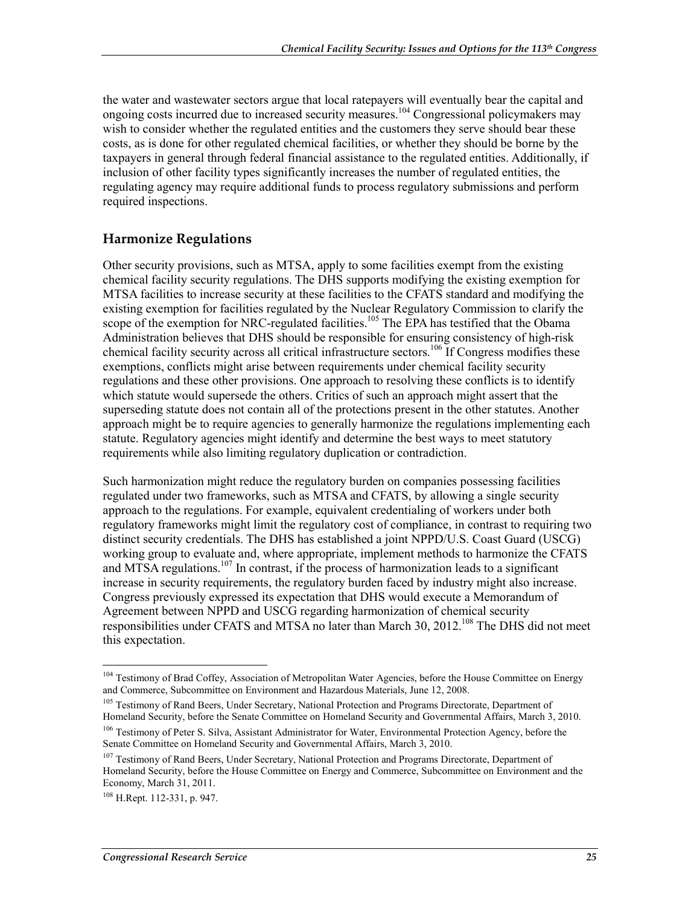the water and wastewater sectors argue that local ratepayers will eventually bear the capital and ongoing costs incurred due to increased security measures.[104] Congressional policymakers may wish to consider whether the regulated entities and the customers they serve should bear these costs, as is done for other regulated chemical facilities, or whether they should be borne by the taxpayers in general through federal financial assistance to the regulated entities. Additionally, if inclusion of other facility types significantly increases the number of regulated entities, the regulating agency may require additional funds to process regulatory submissions and perform required inspections.

## Harmonize Regulations

Other security provisions, such as MTSA, apply to some facilities exempt from the existing chemical facility security regulations. The DHS supports modifying the existing exemption for MTSA facilities to increase security at these facilities to the CFATS standard and modifying the existing exemption for facilities regulated by the Nuclear Regulatory Commission to clarify the scope of the exemption for NRC-regulated facilities.[105] The EPA has testified that the Obama Administration believes that DHS should be responsible for ensuring consistency of high-risk chemical facility security across all critical infrastructure sectors.[106] If Congress modifies these exemptions, conflicts might arise between requirements under chemical facility security regulations and these other provisions. One approach to resolving these conflicts is to identify which statute would supersede the others. Critics of such an approach might assert that the superseding statute does not contain all of the protections present in the other statutes. Another approach might be to require agencies to generally harmonize the regulations implementing each statute. Regulatory agencies might identify and determine the best ways to meet statutory requirements while also limiting regulatory duplication or contradiction.

Such harmonization might reduce the regulatory burden on companies possessing facilities regulated under two frameworks, such as MTSA and CFATS, by allowing a single security approach to the regulations. For example, equivalent credentialing of workers under both regulatory frameworks might limit the regulatory cost of compliance, in contrast to requiring two distinct security credentials. The DHS has established a joint NPPD/U.S. Coast Guard (USCG) working group to evaluate and, where appropriate, implement methods to harmonize the CFATS and MTSA regulations.[107] In contrast, if the process of harmonization leads to a significant increase in security requirements, the regulatory burden faced by industry might also increase. Congress previously expressed its expectation that DHS would execute a Memorandum of Agreement between NPPD and USCG regarding harmonization of chemical security responsibilities under CFATS and MTSA no later than March 30, 2012.[108] The DHS did not meet this expectation.

---

[104] Testimony of Brad Coffey, Association of Metropolitan Water Agencies, before the House Committee on Energy and Commerce, Subcommittee on Environment and Hazardous Materials, June 12, 2008.

[105] Testimony of Rand Beers, Under Secretary, National Protection and Programs Directorate, Department of Homeland Security, before the Senate Committee on Homeland Security and Governmental Affairs, March 3, 2010.

[106] Testimony of Peter S. Silva, Assistant Administrator for Water, Environmental Protection Agency, before the Senate Committee on Homeland Security and Governmental Affairs, March 3, 2010.

[107] Testimony of Rand Beers, Under Secretary, National Protection and Programs Directorate, Department of Homeland Security, before the House Committee on Energy and Commerce, Subcommittee on Environment and the Economy, March 31, 2011.

[108] H.Rept. 112-331, p. 947.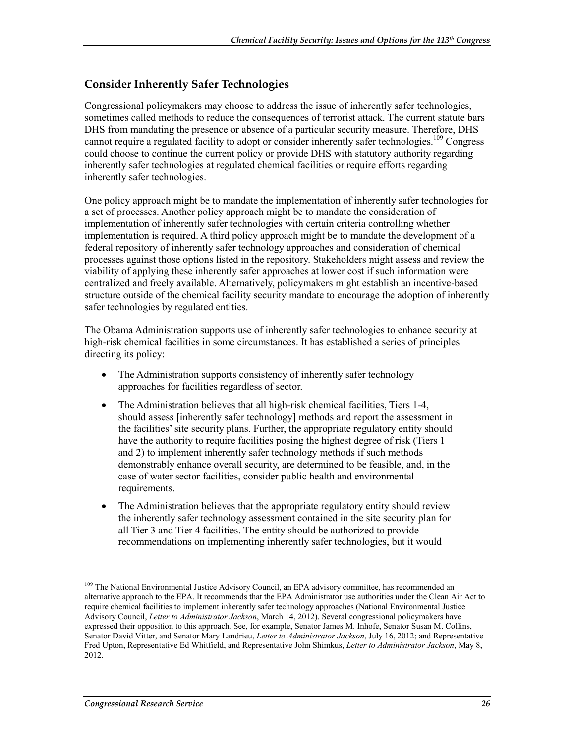## Consider Inherently Safer Technologies

Congressional policymakers may choose to address the issue of inherently safer technologies, sometimes called methods to reduce the consequences of terrorist attack. The current statute bars DHS from mandating the presence or absence of a particular security measure. Therefore, DHS cannot require a regulated facility to adopt or consider inherently safer technologies.[109] Congress could choose to continue the current policy or provide DHS with statutory authority regarding inherently safer technologies at regulated chemical facilities or require efforts regarding inherently safer technologies.

One policy approach might be to mandate the implementation of inherently safer technologies for a set of processes. Another policy approach might be to mandate the consideration of implementation of inherently safer technologies with certain criteria controlling whether implementation is required. A third policy approach might be to mandate the development of a federal repository of inherently safer technology approaches and consideration of chemical processes against those options listed in the repository. Stakeholders might assess and review the viability of applying these inherently safer approaches at lower cost if such information were centralized and freely available. Alternatively, policymakers might establish an incentive-based structure outside of the chemical facility security mandate to encourage the adoption of inherently safer technologies by regulated entities.

The Obama Administration supports use of inherently safer technologies to enhance security at high-risk chemical facilities in some circumstances. It has established a series of principles directing its policy:

- The Administration supports consistency of inherently safer technology approaches for facilities regardless of sector.
- The Administration believes that all high-risk chemical facilities, Tiers 1-4, should assess [inherently safer technology] methods and report the assessment in the facilities' site security plans. Further, the appropriate regulatory entity should have the authority to require facilities posing the highest degree of risk (Tiers 1 and 2) to implement inherently safer technology methods if such methods demonstrably enhance overall security, are determined to be feasible, and, in the case of water sector facilities, consider public health and environmental requirements.
- The Administration believes that the appropriate regulatory entity should review the inherently safer technology assessment contained in the site security plan for all Tier 3 and Tier 4 facilities. The entity should be authorized to provide recommendations on implementing inherently safer technologies, but it would

[109] The National Environmental Justice Advisory Council, an EPA advisory committee, has recommended an alternative approach to the EPA. It recommends that the EPA Administrator use authorities under the Clean Air Act to require chemical facilities to implement inherently safer technology approaches (National Environmental Justice Advisory Council, *Letter to Administrator Jackson*, March 14, 2012). Several congressional policymakers have expressed their opposition to this approach. See, for example, Senator James M. Inhofe, Senator Susan M. Collins, Senator David Vitter, and Senator Mary Landrieu, *Letter to Administrator Jackson*, July 16, 2012; and Representative Fred Upton, Representative Ed Whitfield, and Representative John Shimkus, *Letter to Administrator Jackson*, May 8, 2012.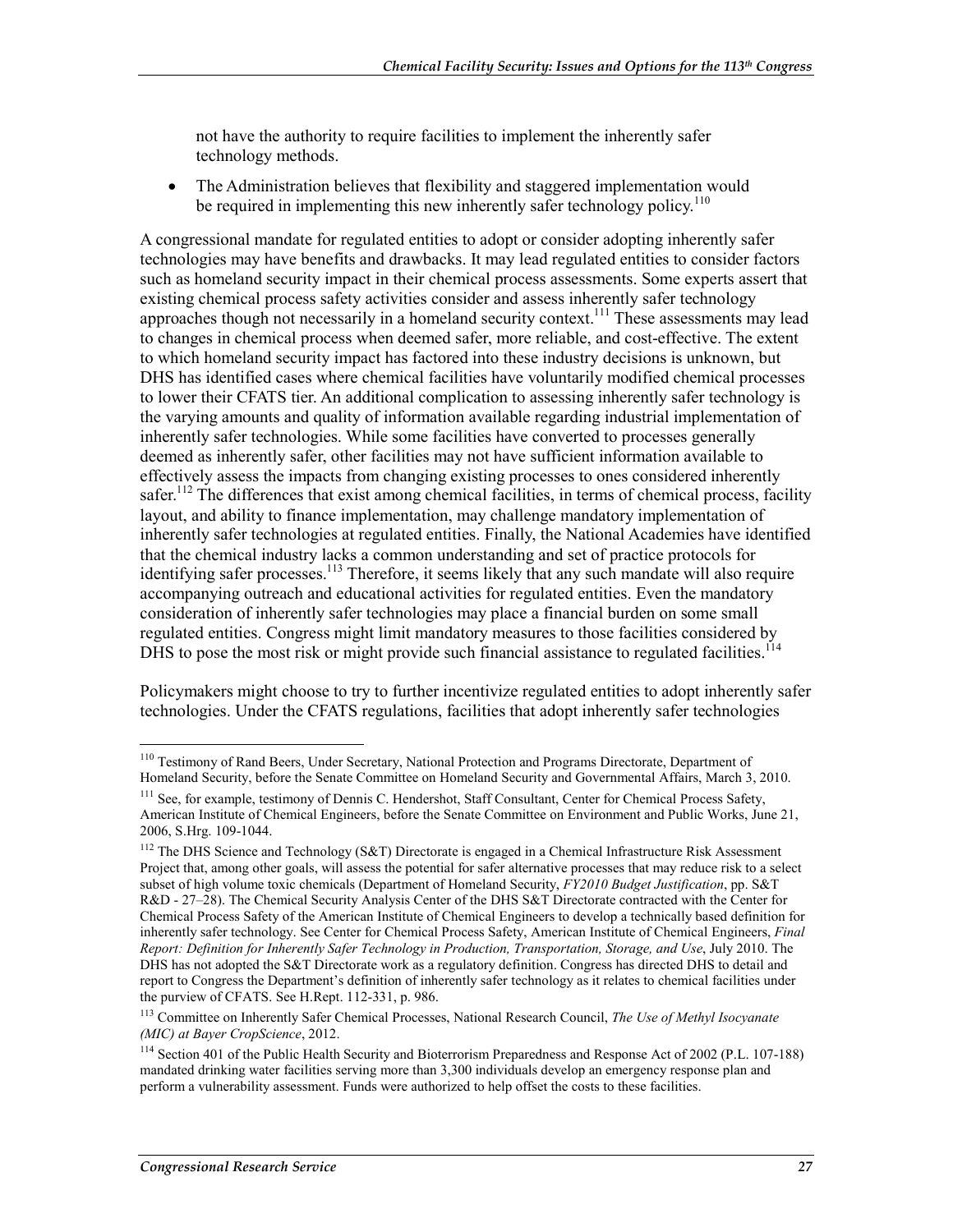not have the authority to require facilities to implement the inherently safer technology methods.

- The Administration believes that flexibility and staggered implementation would be required in implementing this new inherently safer technology policy.[110]

A congressional mandate for regulated entities to adopt or consider adopting inherently safer technologies may have benefits and drawbacks. It may lead regulated entities to consider factors such as homeland security impact in their chemical process assessments. Some experts assert that existing chemical process safety activities consider and assess inherently safer technology approaches though not necessarily in a homeland security context.[111] These assessments may lead to changes in chemical process when deemed safer, more reliable, and cost-effective. The extent to which homeland security impact has factored into these industry decisions is unknown, but DHS has identified cases where chemical facilities have voluntarily modified chemical processes to lower their CFATS tier. An additional complication to assessing inherently safer technology is the varying amounts and quality of information available regarding industrial implementation of inherently safer technologies. While some facilities have converted to processes generally deemed as inherently safer, other facilities may not have sufficient information available to effectively assess the impacts from changing existing processes to ones considered inherently safer.[112] The differences that exist among chemical facilities, in terms of chemical process, facility layout, and ability to finance implementation, may challenge mandatory implementation of inherently safer technologies at regulated entities. Finally, the National Academies have identified that the chemical industry lacks a common understanding and set of practice protocols for identifying safer processes.[113] Therefore, it seems likely that any such mandate will also require accompanying outreach and educational activities for regulated entities. Even the mandatory consideration of inherently safer technologies may place a financial burden on some small regulated entities. Congress might limit mandatory measures to those facilities considered by DHS to pose the most risk or might provide such financial assistance to regulated facilities.[114]

Policymakers might choose to try to further incentivize regulated entities to adopt inherently safer technologies. Under the CFATS regulations, facilities that adopt inherently safer technologies

---

[110] Testimony of Rand Beers, Under Secretary, National Protection and Programs Directorate, Department of Homeland Security, before the Senate Committee on Homeland Security and Governmental Affairs, March 3, 2010.

[111] See, for example, testimony of Dennis C. Hendershot, Staff Consultant, Center for Chemical Process Safety, American Institute of Chemical Engineers, before the Senate Committee on Environment and Public Works, June 21, 2006, S.Hrg. 109-1044.

[112] The DHS Science and Technology (S&T) Directorate is engaged in a Chemical Infrastructure Risk Assessment Project that, among other goals, will assess the potential for safer alternative processes that may reduce risk to a select subset of high volume toxic chemicals (Department of Homeland Security, *FY2010 Budget Justification*, pp. S&T R&D - 27–28). The Chemical Security Analysis Center of the DHS S&T Directorate contracted with the Center for Chemical Process Safety of the American Institute of Chemical Engineers to develop a technically based definition for inherently safer technology. See Center for Chemical Process Safety, American Institute of Chemical Engineers, *Final Report: Definition for Inherently Safer Technology in Production, Transportation, Storage, and Use*, July 2010. The DHS has not adopted the S&T Directorate work as a regulatory definition. Congress has directed DHS to detail and report to Congress the Department's definition of inherently safer technology as it relates to chemical facilities under the purview of CFATS. See H.Rept. 112-331, p. 986.

[113] Committee on Inherently Safer Chemical Processes, National Research Council, *The Use of Methyl Isocyanate (MIC) at Bayer CropScience*, 2012.

[114] Section 401 of the Public Health Security and Bioterrorism Preparedness and Response Act of 2002 (P.L. 107-188) mandated drinking water facilities serving more than 3,300 individuals develop an emergency response plan and perform a vulnerability assessment. Funds were authorized to help offset the costs to these facilities.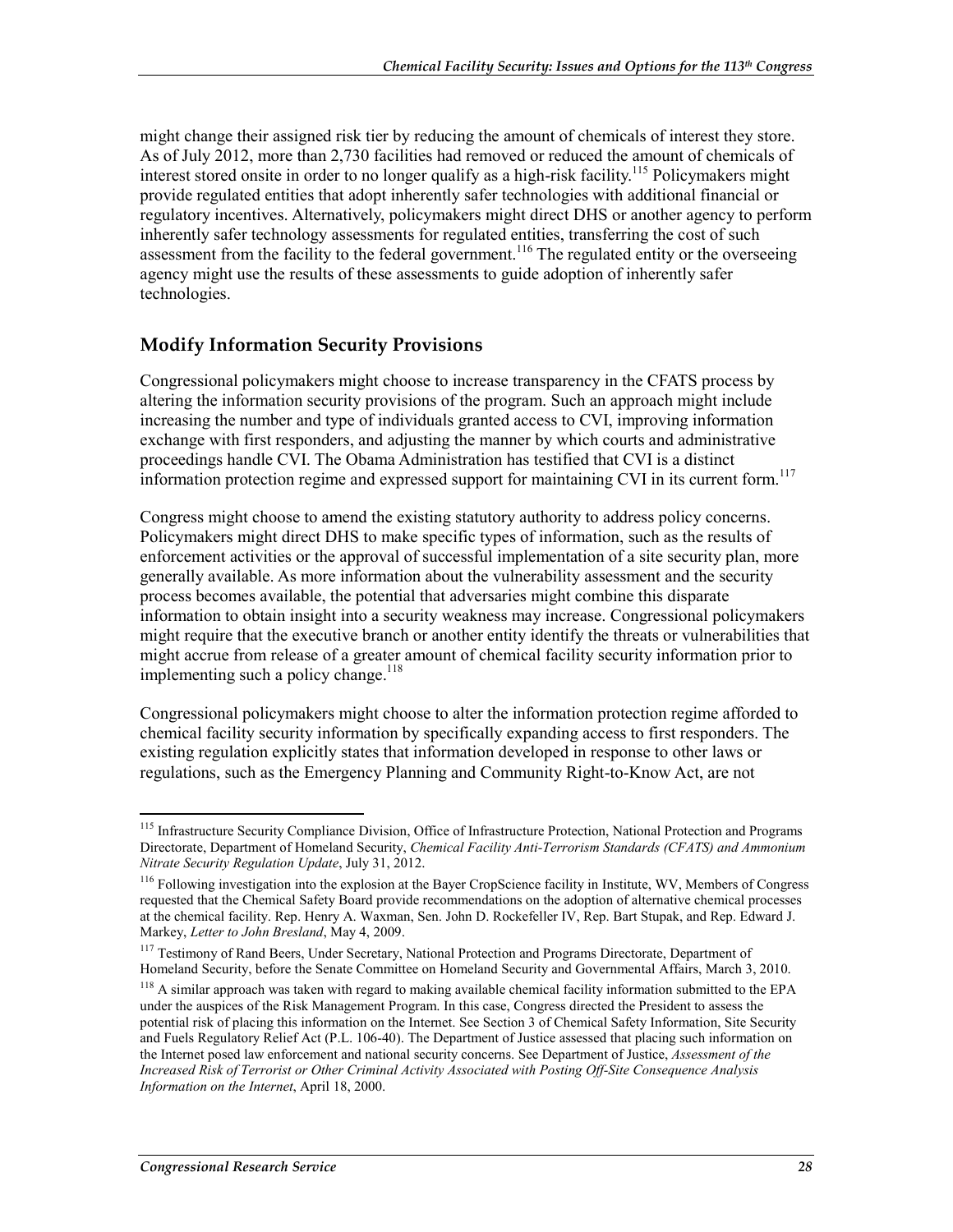might change their assigned risk tier by reducing the amount of chemicals of interest they store. As of July 2012, more than 2,730 facilities had removed or reduced the amount of chemicals of interest stored onsite in order to no longer qualify as a high-risk facility.[115] Policymakers might provide regulated entities that adopt inherently safer technologies with additional financial or regulatory incentives. Alternatively, policymakers might direct DHS or another agency to perform inherently safer technology assessments for regulated entities, transferring the cost of such assessment from the facility to the federal government.[116] The regulated entity or the overseeing agency might use the results of these assessments to guide adoption of inherently safer technologies.

## Modify Information Security Provisions

Congressional policymakers might choose to increase transparency in the CFATS process by altering the information security provisions of the program. Such an approach might include increasing the number and type of individuals granted access to CVI, improving information exchange with first responders, and adjusting the manner by which courts and administrative proceedings handle CVI. The Obama Administration has testified that CVI is a distinct information protection regime and expressed support for maintaining CVI in its current form.[117]

Congress might choose to amend the existing statutory authority to address policy concerns. Policymakers might direct DHS to make specific types of information, such as the results of enforcement activities or the approval of successful implementation of a site security plan, more generally available. As more information about the vulnerability assessment and the security process becomes available, the potential that adversaries might combine this disparate information to obtain insight into a security weakness may increase. Congressional policymakers might require that the executive branch or another entity identify the threats or vulnerabilities that might accrue from release of a greater amount of chemical facility security information prior to implementing such a policy change.[118]

Congressional policymakers might choose to alter the information protection regime afforded to chemical facility security information by specifically expanding access to first responders. The existing regulation explicitly states that information developed in response to other laws or regulations, such as the Emergency Planning and Community Right-to-Know Act, are not

---

[115] Infrastructure Security Compliance Division, Office of Infrastructure Protection, National Protection and Programs Directorate, Department of Homeland Security, *Chemical Facility Anti-Terrorism Standards (CFATS) and Ammonium Nitrate Security Regulation Update*, July 31, 2012.

[116] Following investigation into the explosion at the Bayer CropScience facility in Institute, WV, Members of Congress requested that the Chemical Safety Board provide recommendations on the adoption of alternative chemical processes at the chemical facility. Rep. Henry A. Waxman, Sen. John D. Rockefeller IV, Rep. Bart Stupak, and Rep. Edward J. Markey, *Letter to John Bresland*, May 4, 2009.

[117] Testimony of Rand Beers, Under Secretary, National Protection and Programs Directorate, Department of Homeland Security, before the Senate Committee on Homeland Security and Governmental Affairs, March 3, 2010.

[118] A similar approach was taken with regard to making available chemical facility information submitted to the EPA under the auspices of the Risk Management Program. In this case, Congress directed the President to assess the potential risk of placing this information on the Internet. See Section 3 of Chemical Safety Information, Site Security and Fuels Regulatory Relief Act (P.L. 106-40). The Department of Justice assessed that placing such information on the Internet posed law enforcement and national security concerns. See Department of Justice, *Assessment of the Increased Risk of Terrorist or Other Criminal Activity Associated with Posting Off-Site Consequence Analysis Information on the Internet*, April 18, 2000.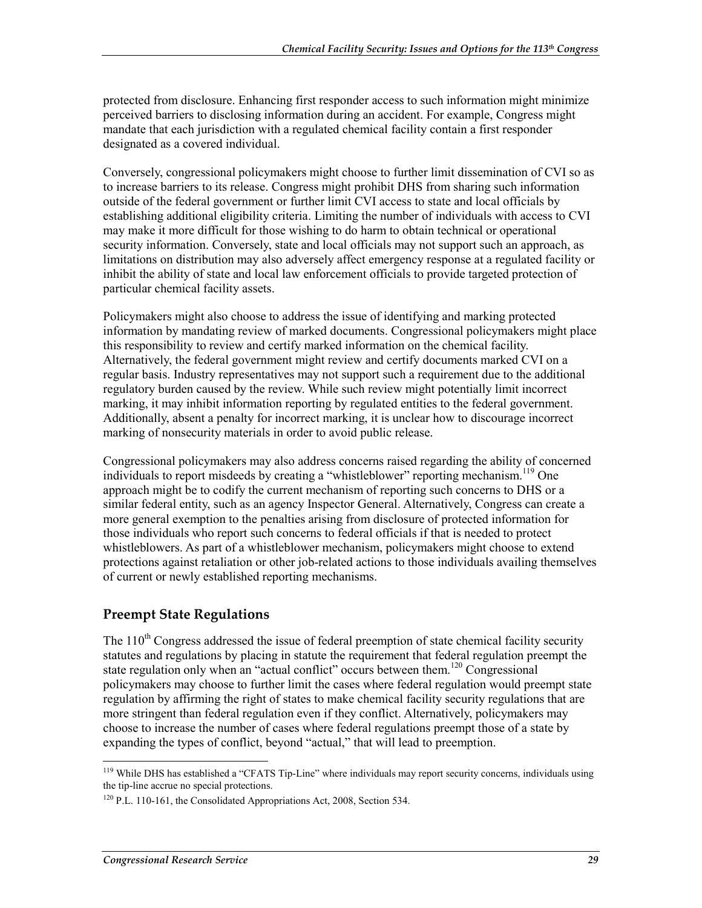protected from disclosure. Enhancing first responder access to such information might minimize perceived barriers to disclosing information during an accident. For example, Congress might mandate that each jurisdiction with a regulated chemical facility contain a first responder designated as a covered individual.

Conversely, congressional policymakers might choose to further limit dissemination of CVI so as to increase barriers to its release. Congress might prohibit DHS from sharing such information outside of the federal government or further limit CVI access to state and local officials by establishing additional eligibility criteria. Limiting the number of individuals with access to CVI may make it more difficult for those wishing to do harm to obtain technical or operational security information. Conversely, state and local officials may not support such an approach, as limitations on distribution may also adversely affect emergency response at a regulated facility or inhibit the ability of state and local law enforcement officials to provide targeted protection of particular chemical facility assets.

Policymakers might also choose to address the issue of identifying and marking protected information by mandating review of marked documents. Congressional policymakers might place this responsibility to review and certify marked information on the chemical facility. Alternatively, the federal government might review and certify documents marked CVI on a regular basis. Industry representatives may not support such a requirement due to the additional regulatory burden caused by the review. While such review might potentially limit incorrect marking, it may inhibit information reporting by regulated entities to the federal government. Additionally, absent a penalty for incorrect marking, it is unclear how to discourage incorrect marking of nonsecurity materials in order to avoid public release.

Congressional policymakers may also address concerns raised regarding the ability of concerned individuals to report misdeeds by creating a "whistleblower" reporting mechanism.[119] One approach might be to codify the current mechanism of reporting such concerns to DHS or a similar federal entity, such as an agency Inspector General. Alternatively, Congress can create a more general exemption to the penalties arising from disclosure of protected information for those individuals who report such concerns to federal officials if that is needed to protect whistleblowers. As part of a whistleblower mechanism, policymakers might choose to extend protections against retaliation or other job-related actions to those individuals availing themselves of current or newly established reporting mechanisms.

### Preempt State Regulations

The 110th Congress addressed the issue of federal preemption of state chemical facility security statutes and regulations by placing in statute the requirement that federal regulation preempt the state regulation only when an "actual conflict" occurs between them.[120] Congressional policymakers may choose to further limit the cases where federal regulation would preempt state regulation by affirming the right of states to make chemical facility security regulations that are more stringent than federal regulation even if they conflict. Alternatively, policymakers may choose to increase the number of cases where federal regulations preempt those of a state by expanding the types of conflict, beyond "actual," that will lead to preemption.

---

[119] While DHS has established a "CFATS Tip-Line" where individuals may report security concerns, individuals using the tip-line accrue no special protections.

[120] P.L. 110-161, the Consolidated Appropriations Act, 2008, Section 534.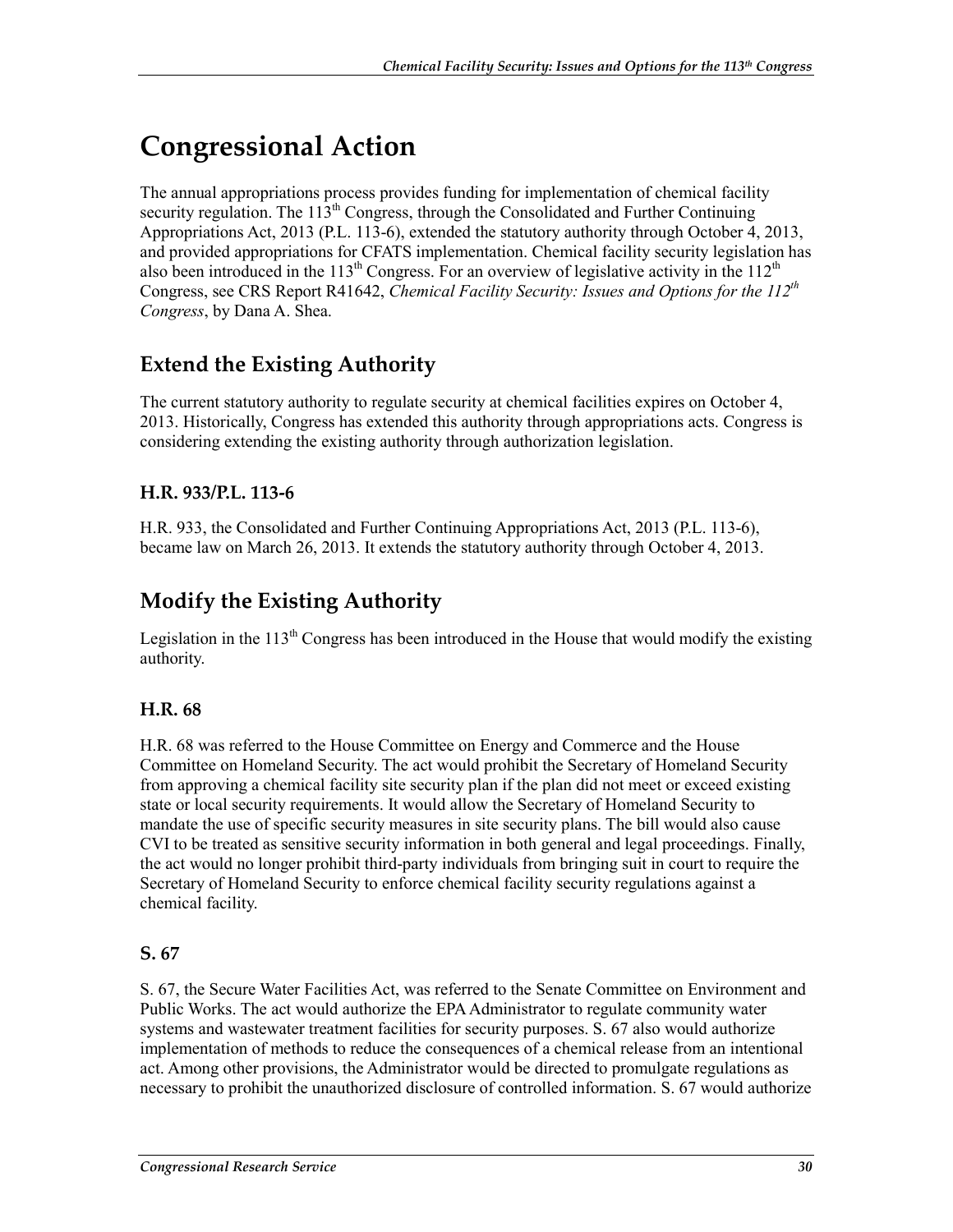# Congressional Action

The annual appropriations process provides funding for implementation of chemical facility security regulation. The 113th Congress, through the Consolidated and Further Continuing Appropriations Act, 2013 (P.L. 113-6), extended the statutory authority through October 4, 2013, and provided appropriations for CFATS implementation. Chemical facility security legislation has also been introduced in the 113th Congress. For an overview of legislative activity in the 112th Congress, see CRS Report R41642, *Chemical Facility Security: Issues and Options for the 112th Congress*, by Dana A. Shea.

## Extend the Existing Authority

The current statutory authority to regulate security at chemical facilities expires on October 4, 2013. Historically, Congress has extended this authority through appropriations acts. Congress is considering extending the existing authority through authorization legislation.

### H.R. 933/P.L. 113-6

H.R. 933, the Consolidated and Further Continuing Appropriations Act, 2013 (P.L. 113-6), became law on March 26, 2013. It extends the statutory authority through October 4, 2013.

## Modify the Existing Authority

Legislation in the 113th Congress has been introduced in the House that would modify the existing authority.

### H.R. 68

H.R. 68 was referred to the House Committee on Energy and Commerce and the House Committee on Homeland Security. The act would prohibit the Secretary of Homeland Security from approving a chemical facility site security plan if the plan did not meet or exceed existing state or local security requirements. It would allow the Secretary of Homeland Security to mandate the use of specific security measures in site security plans. The bill would also cause CVI to be treated as sensitive security information in both general and legal proceedings. Finally, the act would no longer prohibit third-party individuals from bringing suit in court to require the Secretary of Homeland Security to enforce chemical facility security regulations against a chemical facility.

### S. 67

S. 67, the Secure Water Facilities Act, was referred to the Senate Committee on Environment and Public Works. The act would authorize the EPA Administrator to regulate community water systems and wastewater treatment facilities for security purposes. S. 67 also would authorize implementation of methods to reduce the consequences of a chemical release from an intentional act. Among other provisions, the Administrator would be directed to promulgate regulations as necessary to prohibit the unauthorized disclosure of controlled information. S. 67 would authorize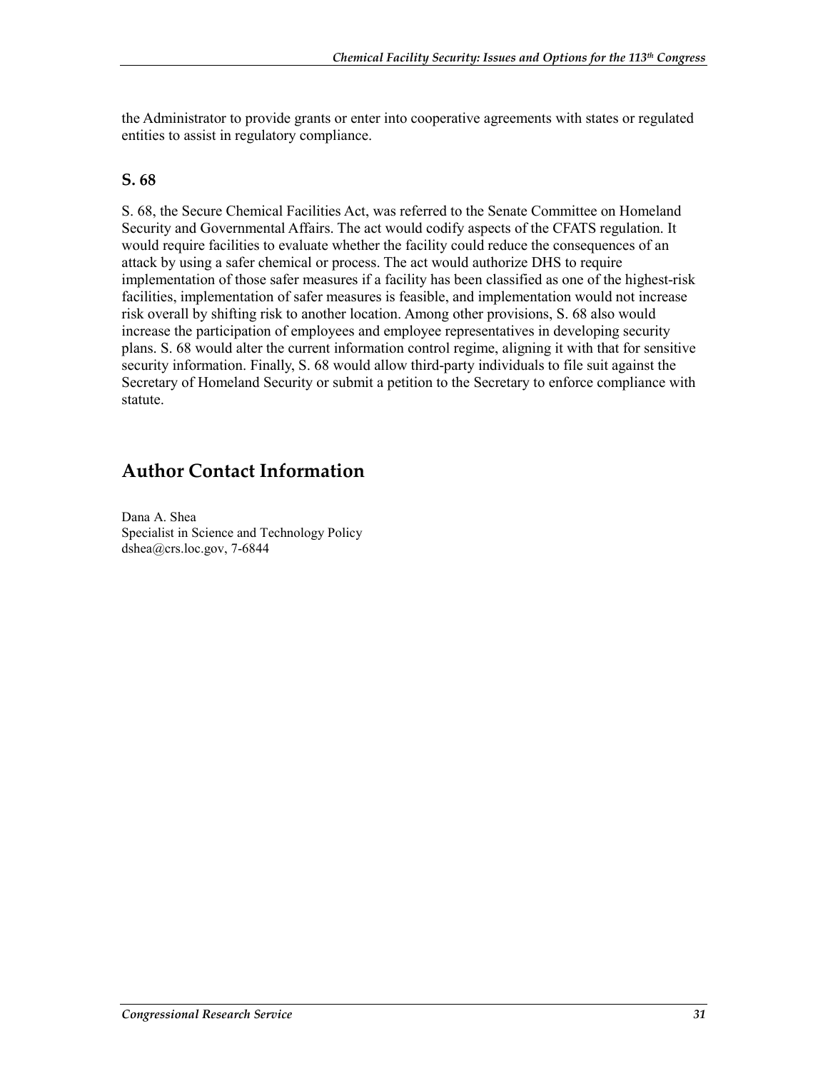the Administrator to provide grants or enter into cooperative agreements with states or regulated entities to assist in regulatory compliance.

### S. 68

S. 68, the Secure Chemical Facilities Act, was referred to the Senate Committee on Homeland Security and Governmental Affairs. The act would codify aspects of the CFATS regulation. It would require facilities to evaluate whether the facility could reduce the consequences of an attack by using a safer chemical or process. The act would authorize DHS to require implementation of those safer measures if a facility has been classified as one of the highest-risk facilities, implementation of safer measures is feasible, and implementation would not increase risk overall by shifting risk to another location. Among other provisions, S. 68 also would increase the participation of employees and employee representatives in developing security plans. S. 68 would alter the current information control regime, aligning it with that for sensitive security information. Finally, S. 68 would allow third-party individuals to file suit against the Secretary of Homeland Security or submit a petition to the Secretary to enforce compliance with statute.

## Author Contact Information

Dana A. Shea
Specialist in Science and Technology Policy
dshea@crs.loc.gov, 7-6844